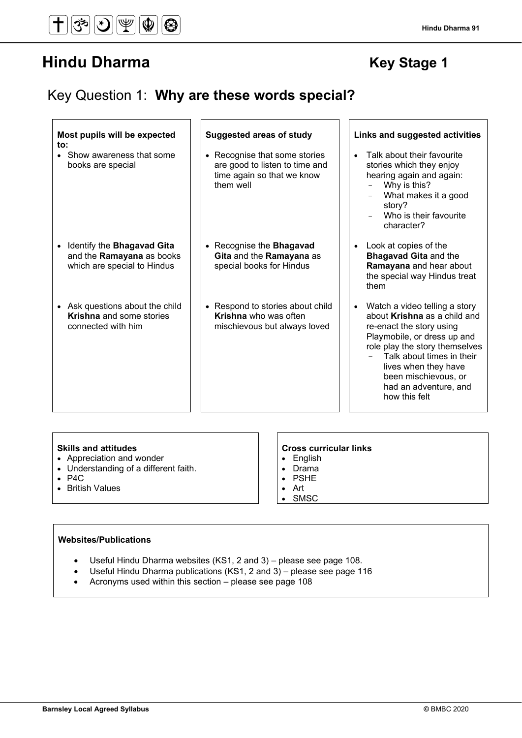# Hindu Dharma

## Key Stage 1

## Key Question 1: **Why are these words special?**

| Most pupils will be expected to: | Suggested areas of study | Links and suggested activities |
| --- | --- | --- |
| • Show awareness that some books are special | • Recognise that some stories are good to listen to time and time again so that we know them well | • Talk about their favourite stories which they enjoy hearing again and again:<br>– Why is this?<br>– What makes it a good story?<br>– Who is their favourite character? |
| • Identify the **Bhagavad Gita** and the **Ramayana** as books which are special to Hindus | • Recognise the **Bhagavad Gita** and the **Ramayana** as special books for Hindus | • Look at copies of the **Bhagavad Gita** and the **Ramayana** and hear about the special way Hindus treat them |
| • Ask questions about the child **Krishna** and some stories connected with him | • Respond to stories about child **Krishna** who was often mischievous but always loved | • Watch a video telling a story about **Krishna** as a child and re-enact the story using Playmobile, or dress up and role play the story themselves<br>– Talk about times in their lives when they have been mischievous, or had an adventure, and how this felt |

**Skills and attitudes**
- Appreciation and wonder
- Understanding of a different faith.
- P4C
- British Values

**Cross curricular links**
- English
- Drama
- PSHE
- Art
- SMSC

**Websites/Publications**

- Useful Hindu Dharma websites (KS1, 2 and 3) – please see page 108.
- Useful Hindu Dharma publications (KS1, 2 and 3) – please see page 116
- Acronyms used within this section – please see page 108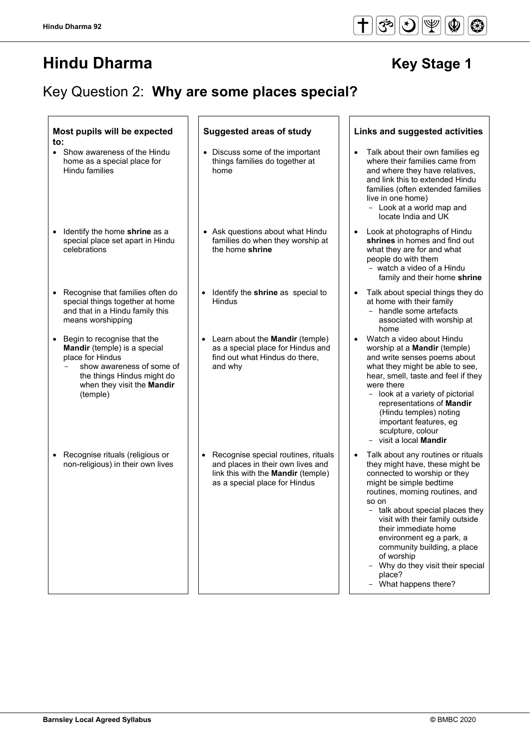# Hindu Dharma

## Key Stage 1

## Key Question 2: **Why are some places special?**

| **Most pupils will be expected to:** | **Suggested areas of study** | **Links and suggested activities** |
|---|---|---|
| • Show awareness of the Hindu home as a special place for Hindu families | • Discuss some of the important things families do together at home | • Talk about their own families eg where their families came from and where they have relatives, and link this to extended Hindu families (often extended families live in one home)<br>  – Look at a world map and locate India and UK |
| • Identify the home **shrine** as a special place set apart in Hindu celebrations | • Ask questions about what Hindu families do when they worship at the home **shrine** | • Look at photographs of Hindu **shrines** in homes and find out what they are for and what people do with them<br>  – watch a video of a Hindu family and their home **shrine** |
| • Recognise that families often do special things together at home and that in a Hindu family this means worshipping | • Identify the **shrine** as special to Hindus | • Talk about special things they do at home with their family<br>  – handle some artefacts associated with worship at home |
| • Begin to recognise that the **Mandir** (temple) is a special place for Hindus<br>  – show awareness of some of the things Hindus might do when they visit the **Mandir** (temple) | • Learn about the **Mandir** (temple) as a special place for Hindus and find out what Hindus do there, and why | • Watch a video about Hindu worship at a **Mandir** (temple) and write senses poems about what they might be able to see, hear, smell, taste and feel if they were there<br>  – look at a variety of pictorial representations of **Mandir** (Hindu temples) noting important features, eg sculpture, colour<br>  – visit a local **Mandir** |
| • Recognise rituals (religious or non-religious) in their own lives | • Recognise special routines, rituals and places in their own lives and link this with the **Mandir** (temple) as a special place for Hindus | • Talk about any routines or rituals they might have, these might be connected to worship or they might be simple bedtime routines, morning routines, and so on<br>  – talk about special places they visit with their family outside their immediate home environment eg a park, a community building, a place of worship<br>  – Why do they visit their special place?<br>  – What happens there? |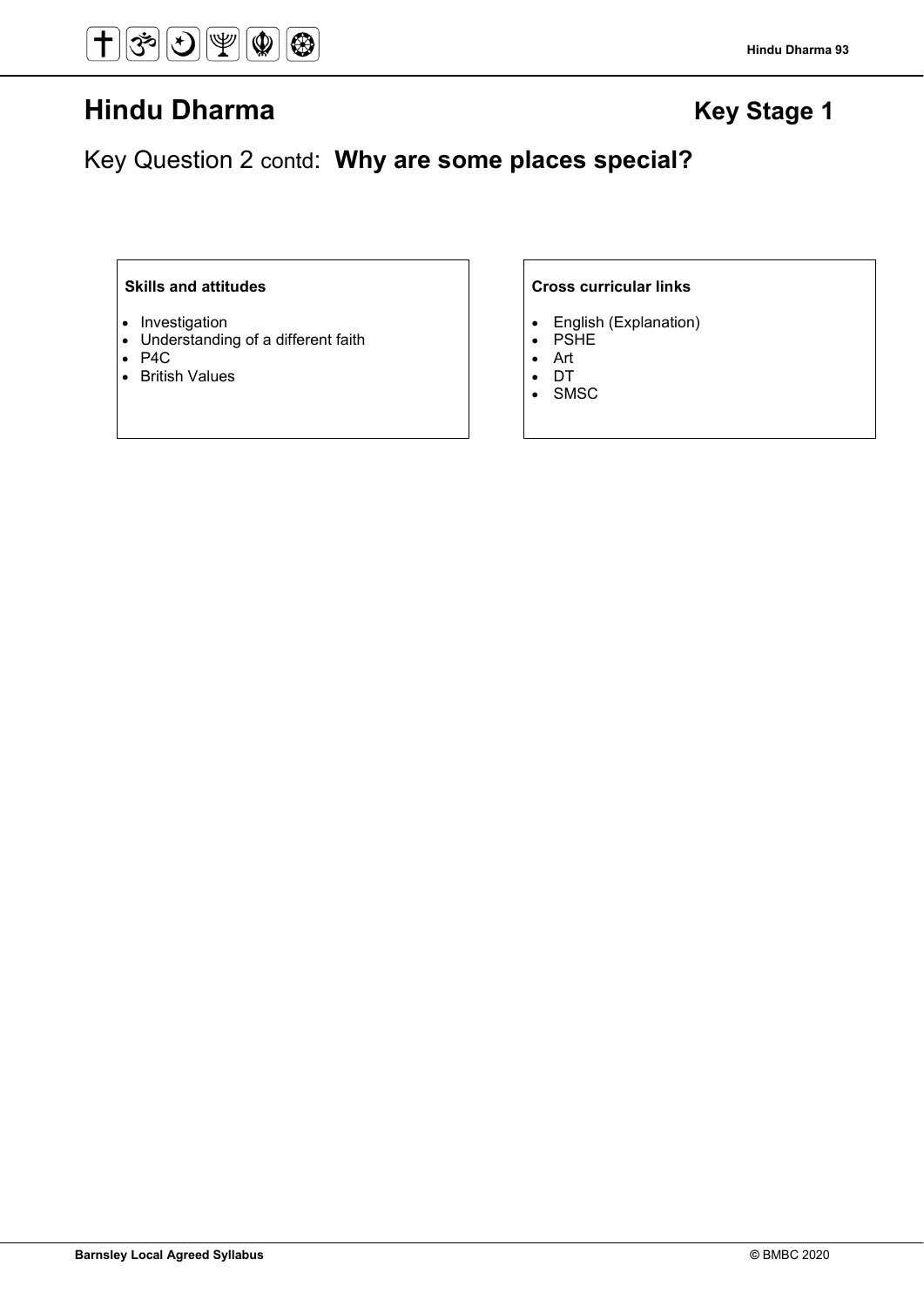# Hindu Dharma

**Key Stage 1**

## Key Question 2 contd: **Why are some places special?**

**Skills and attitudes**

- Investigation
- Understanding of a different faith
- P4C
- British Values

**Cross curricular links**

- English (Explanation)
- PSHE
- Art
- DT
- SMSC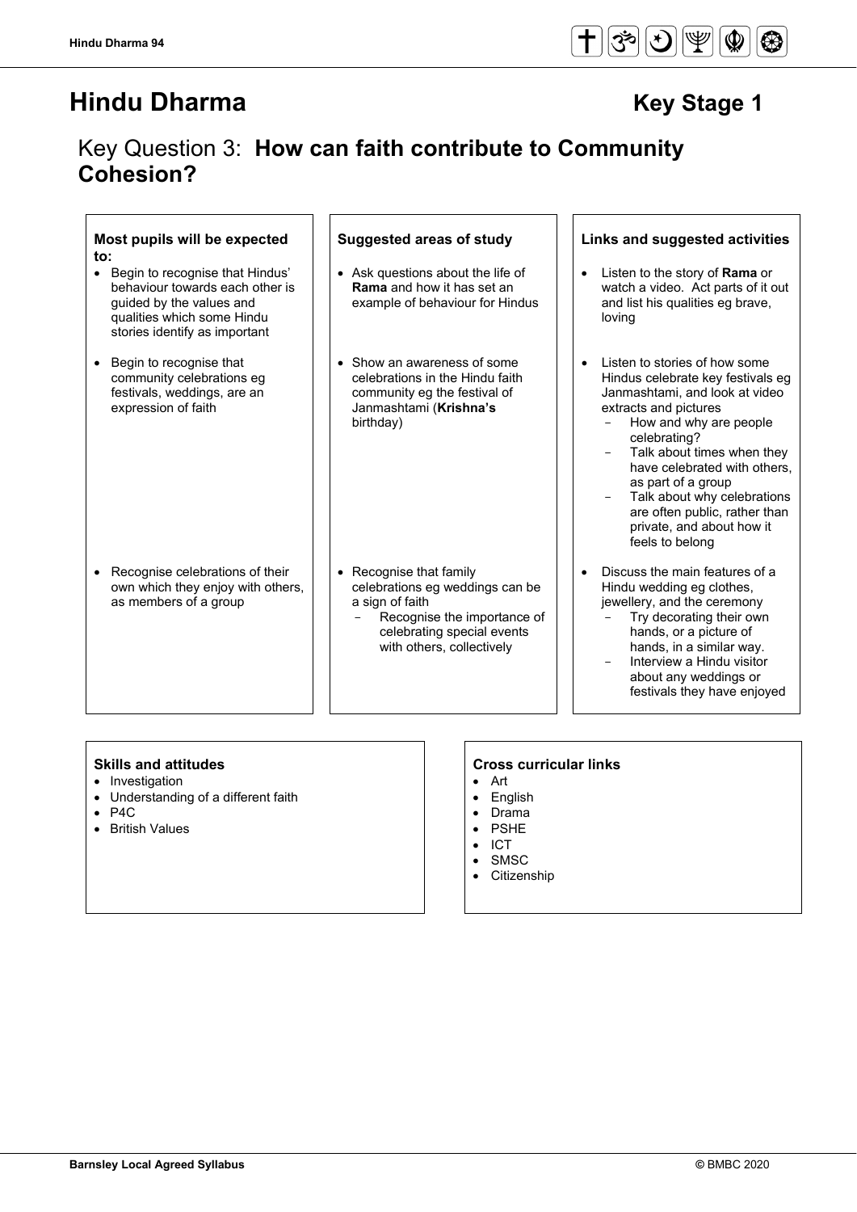# Hindu Dharma

**Key Stage 1**

## Key Question 3: **How can faith contribute to Community Cohesion?**

| Most pupils will be expected to: | Suggested areas of study | Links and suggested activities |
|---|---|---|
| • Begin to recognise that Hindus' behaviour towards each other is guided by the values and qualities which some Hindu stories identify as important | • Ask questions about the life of **Rama** and how it has set an example of behaviour for Hindus | • Listen to the story of **Rama** or watch a video. Act parts of it out and list his qualities eg brave, loving |
| • Begin to recognise that community celebrations eg festivals, weddings, are an expression of faith | • Show an awareness of some celebrations in the Hindu faith community eg the festival of Janmashtami (**Krishna's** birthday) | • Listen to stories of how some Hindus celebrate key festivals eg Janmashtami, and look at video extracts and pictures<br>− How and why are people celebrating?<br>− Talk about times when they have celebrated with others, as part of a group<br>− Talk about why celebrations are often public, rather than private, and about how it feels to belong |
| • Recognise celebrations of their own which they enjoy with others, as members of a group | • Recognise that family celebrations eg weddings can be a sign of faith<br>− Recognise the importance of celebrating special events with others, collectively | • Discuss the main features of a Hindu wedding eg clothes, jewellery, and the ceremony<br>− Try decorating their own hands, or a picture of hands, in a similar way.<br>− Interview a Hindu visitor about any weddings or festivals they have enjoyed |

**Skills and attitudes**
- Investigation
- Understanding of a different faith
- P4C
- British Values

**Cross curricular links**
- Art
- English
- Drama
- PSHE
- ICT
- SMSC
- Citizenship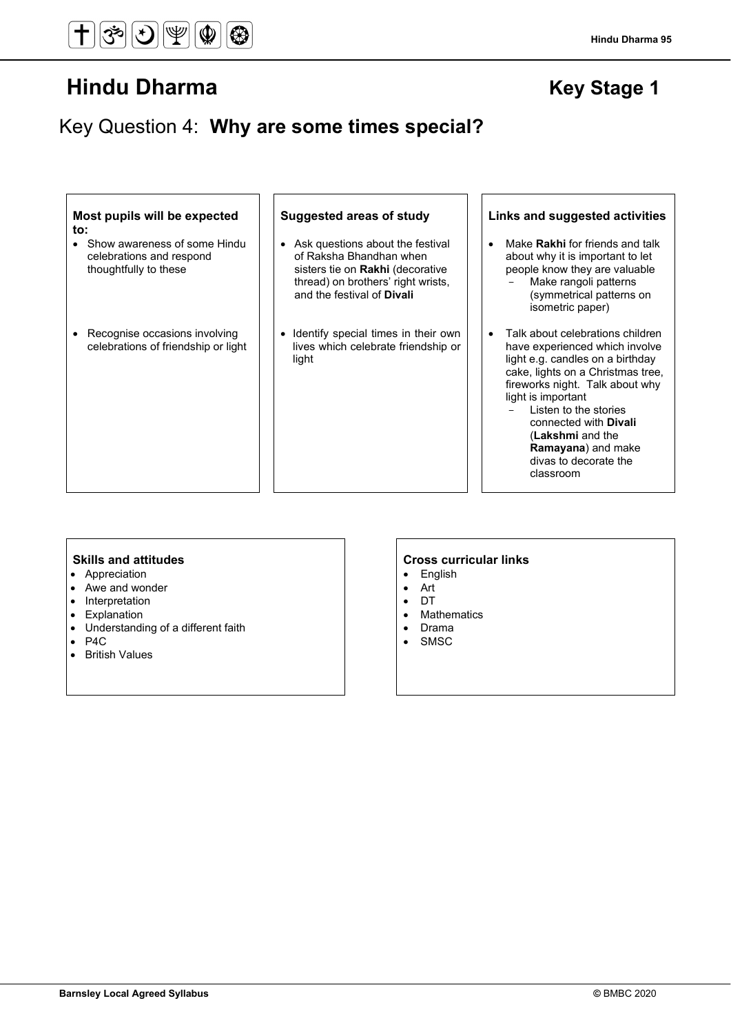# Hindu Dharma

**Key Stage 1**

## Key Question 4: **Why are some times special?**

| Most pupils will be expected to: | Suggested areas of study | Links and suggested activities |
| --- | --- | --- |
| • Show awareness of some Hindu celebrations and respond thoughtfully to these | • Ask questions about the festival of Raksha Bhandhan when sisters tie on **Rakhi** (decorative thread) on brothers' right wrists, and the festival of **Divali** | • Make **Rakhi** for friends and talk about why it is important to let people know they are valuable<br>- Make rangoli patterns (symmetrical patterns on isometric paper) |
| • Recognise occasions involving celebrations of friendship or light | • Identify special times in their own lives which celebrate friendship or light | • Talk about celebrations children have experienced which involve light e.g. candles on a birthday cake, lights on a Christmas tree, fireworks night. Talk about why light is important<br>- Listen to the stories connected with **Divali** (**Lakshmi** and the **Ramayana**) and make divas to decorate the classroom |

**Skills and attitudes**

- Appreciation
- Awe and wonder
- Interpretation
- Explanation
- Understanding of a different faith
- P4C
- British Values

**Cross curricular links**

- English
- Art
- DT
- Mathematics
- Drama
- SMSC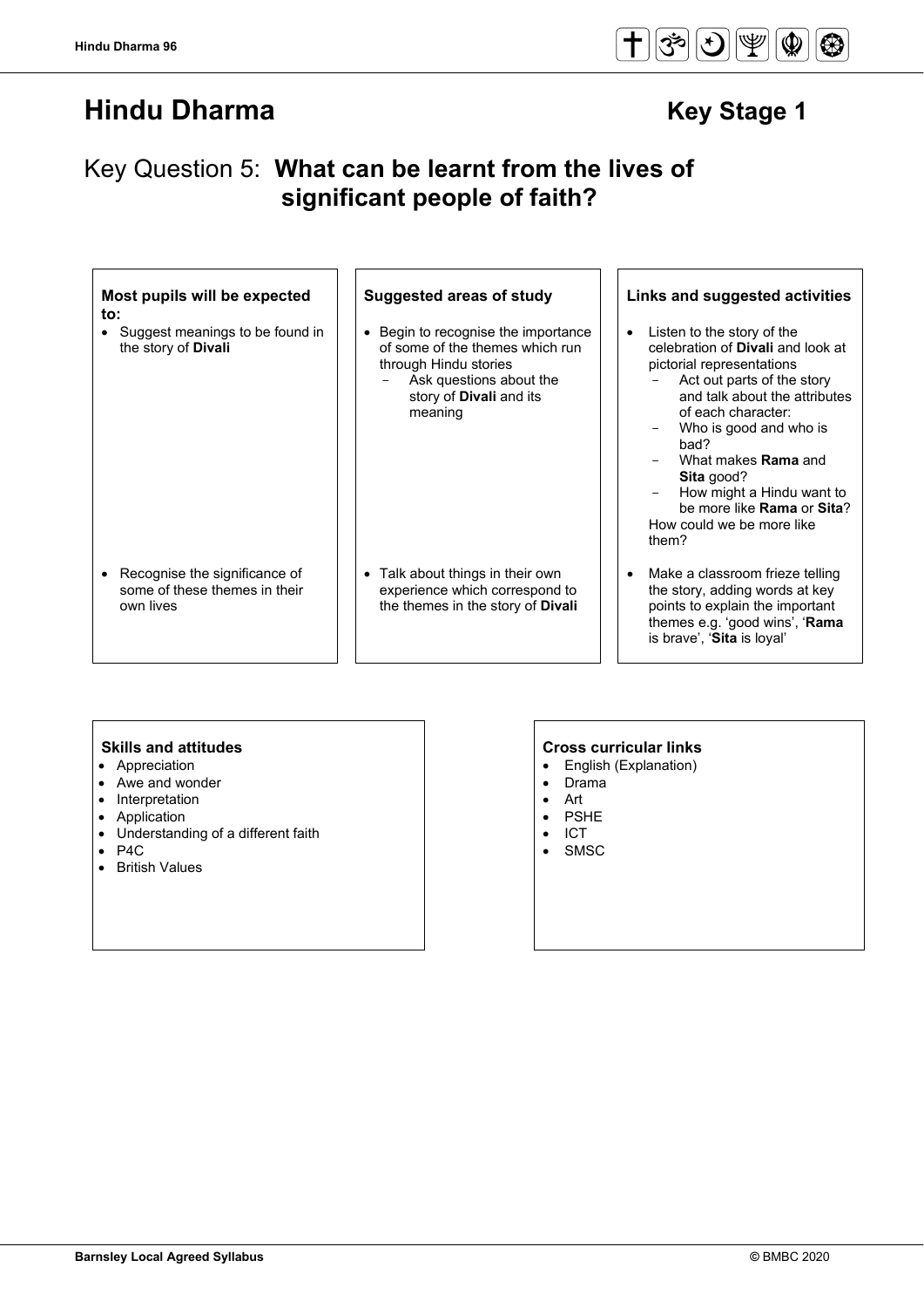# Hindu Dharma

## Key Stage 1

## Key Question 5: **What can be learnt from the lives of significant people of faith?**

| Most pupils will be expected to: | Suggested areas of study | Links and suggested activities |
|---|---|---|
| • Suggest meanings to be found in the story of **Divali** | • Begin to recognise the importance of some of the themes which run through Hindu stories<br>– Ask questions about the story of **Divali** and its meaning | • Listen to the story of the celebration of **Divali** and look at pictorial representations<br>– Act out parts of the story and talk about the attributes of each character:<br>– Who is good and who is bad?<br>– What makes **Rama** and **Sita** good?<br>– How might a Hindu want to be more like **Rama** or **Sita**?<br>How could we be more like them? |
| • Recognise the significance of some of these themes in their own lives | • Talk about things in their own experience which correspond to the themes in the story of **Divali** | • Make a classroom frieze telling the story, adding words at key points to explain the important themes e.g. 'good wins', '**Rama** is brave', '**Sita** is loyal' |

**Skills and attitudes**

- Appreciation
- Awe and wonder
- Interpretation
- Application
- Understanding of a different faith
- P4C
- British Values

**Cross curricular links**

- English (Explanation)
- Drama
- Art
- PSHE
- ICT
- SMSC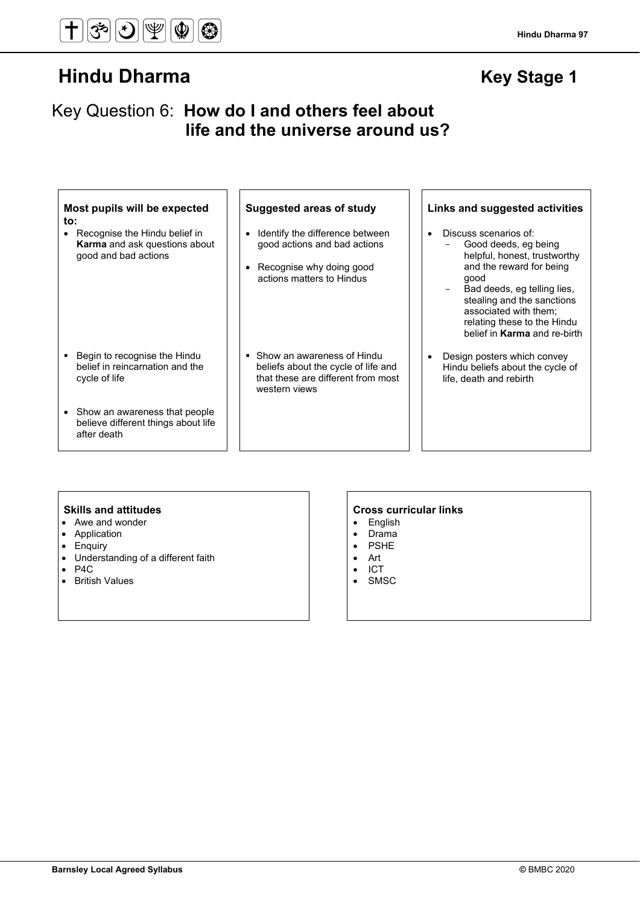# Hindu Dharma

## Key Stage 1

## Key Question 6: **How do I and others feel about life and the universe around us?**

| Most pupils will be expected to: | Suggested areas of study | Links and suggested activities |
|---|---|---|
| • Recognise the Hindu belief in **Karma** and ask questions about good and bad actions | • Identify the difference between good actions and bad actions<br>• Recognise why doing good actions matters to Hindus | • Discuss scenarios of:<br>- Good deeds, eg being helpful, honest, trustworthy and the reward for being good<br>- Bad deeds, eg telling lies, stealing and the sanctions associated with them; relating these to the Hindu belief in **Karma** and re-birth |
| ▪ Begin to recognise the Hindu belief in reincarnation and the cycle of life | ▪ Show an awareness of Hindu beliefs about the cycle of life and that these are different from most western views | • Design posters which convey Hindu beliefs about the cycle of life, death and rebirth |
| • Show an awareness that people believe different things about life after death | | |

**Skills and attitudes**

- Awe and wonder
- Application
- Enquiry
- Understanding of a different faith
- P4C
- British Values

**Cross curricular links**

- English
- Drama
- PSHE
- Art
- ICT
- SMSC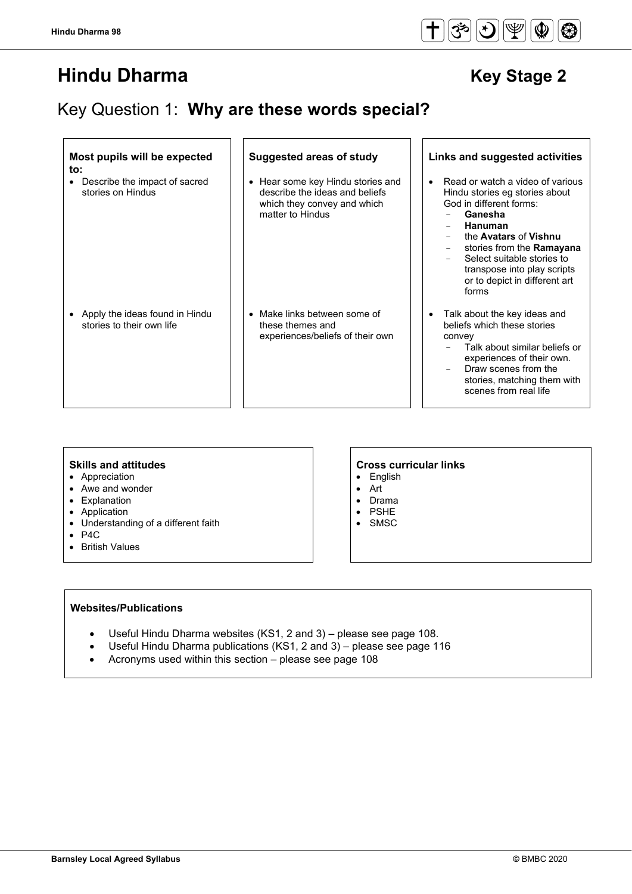# Hindu Dharma

**Key Stage 2**

## Key Question 1: **Why are these words special?**

| Most pupils will be expected to: | Suggested areas of study | Links and suggested activities |
|---|---|---|
| • Describe the impact of sacred stories on Hindus | • Hear some key Hindu stories and describe the ideas and beliefs which they convey and which matter to Hindus | • Read or watch a video of various Hindu stories eg stories about God in different forms:<br>- **Ganesha**<br>- **Hanuman**<br>- the **Avatars** of **Vishnu**<br>- stories from the **Ramayana**<br>- Select suitable stories to transpose into play scripts or to depict in different art forms |
| • Apply the ideas found in Hindu stories to their own life | • Make links between some of these themes and experiences/beliefs of their own | • Talk about the key ideas and beliefs which these stories convey<br>- Talk about similar beliefs or experiences of their own.<br>- Draw scenes from the stories, matching them with scenes from real life |

**Skills and attitudes**
- Appreciation
- Awe and wonder
- Explanation
- Application
- Understanding of a different faith
- P4C
- British Values

**Cross curricular links**
- English
- Art
- Drama
- PSHE
- SMSC

**Websites/Publications**

- Useful Hindu Dharma websites (KS1, 2 and 3) – please see page 108.
- Useful Hindu Dharma publications (KS1, 2 and 3) – please see page 116
- Acronyms used within this section – please see page 108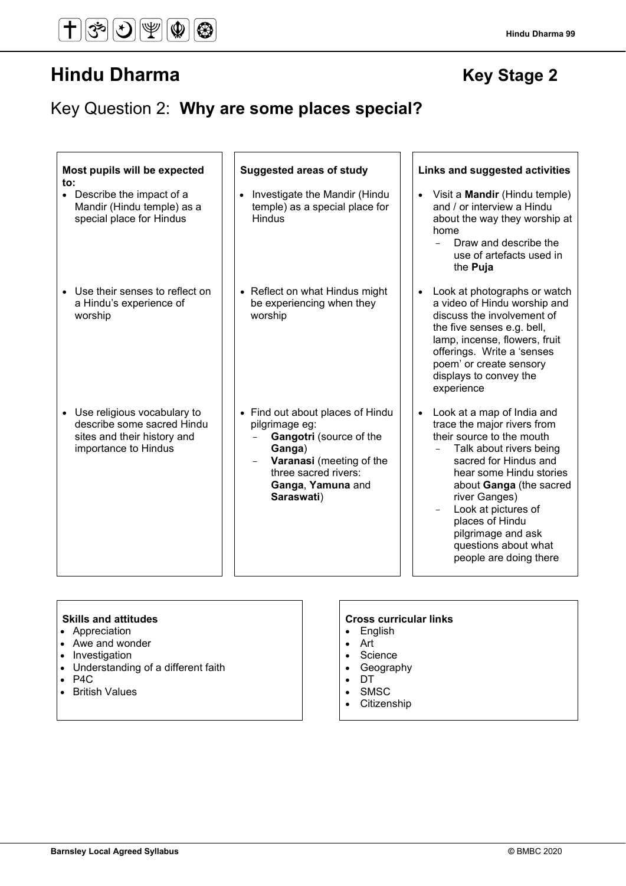# Hindu Dharma Key Stage 2

## Key Question 2: **Why are some places special?**

| Most pupils will be expected to: | Suggested areas of study | Links and suggested activities |
|---|---|---|
| Describe the impact of a Mandir (Hindu temple) as a special place for Hindus | Investigate the Mandir (Hindu temple) as a special place for Hindus | Visit a **Mandir** (Hindu temple) and / or interview a Hindu about the way they worship at home<br>- Draw and describe the use of artefacts used in the **Puja** |
| Use their senses to reflect on a Hindu's experience of worship | Reflect on what Hindus might be experiencing when they worship | Look at photographs or watch a video of Hindu worship and discuss the involvement of the five senses e.g. bell, lamp, incense, flowers, fruit offerings. Write a 'senses poem' or create sensory displays to convey the experience |
| Use religious vocabulary to describe some sacred Hindu sites and their history and importance to Hindus | Find out about places of Hindu pilgrimage eg:<br>- **Gangotri** (source of the **Ganga**)<br>- **Varanasi** (meeting of the three sacred rivers: **Ganga**, **Yamuna** and **Saraswati**) | Look at a map of India and trace the major rivers from their source to the mouth<br>- Talk about rivers being sacred for Hindus and hear some Hindu stories about **Ganga** (the sacred river Ganges)<br>- Look at pictures of places of Hindu pilgrimage and ask questions about what people are doing there |

**Skills and attitudes**
- Appreciation
- Awe and wonder
- Investigation
- Understanding of a different faith
- P4C
- British Values

**Cross curricular links**
- English
- Art
- Science
- Geography
- DT
- SMSC
- Citizenship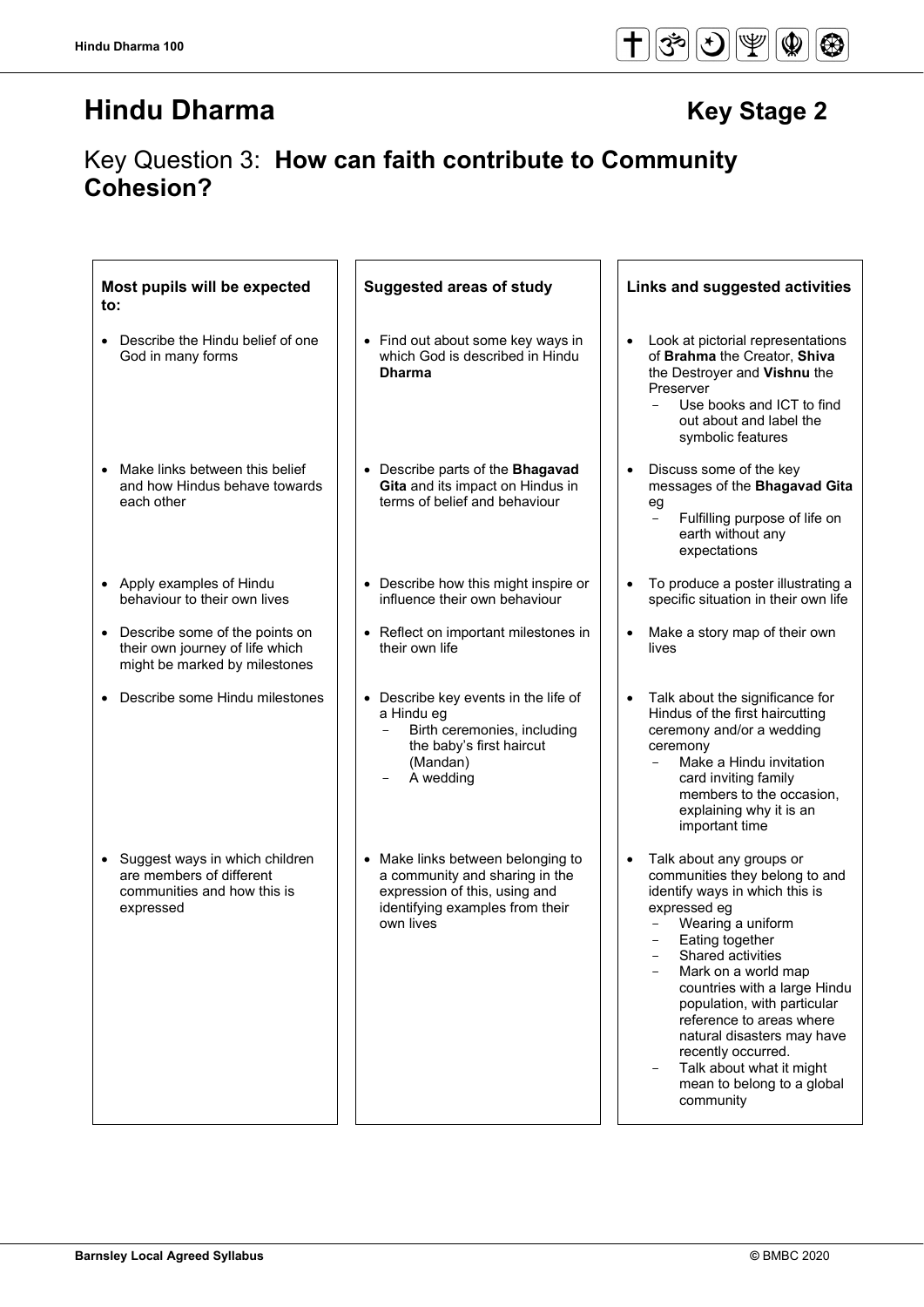# Hindu Dharma **Key Stage 2**

## Key Question 3: **How can faith contribute to Community Cohesion?**

| Most pupils will be expected to: | Suggested areas of study | Links and suggested activities |
|---|---|---|
| • Describe the Hindu belief of one God in many forms | • Find out about some key ways in which God is described in Hindu **Dharma** | • Look at pictorial representations of **Brahma** the Creator, **Shiva** the Destroyer and **Vishnu** the Preserver<br>- Use books and ICT to find out about and label the symbolic features |
| • Make links between this belief and how Hindus behave towards each other | • Describe parts of the **Bhagavad Gita** and its impact on Hindus in terms of belief and behaviour | • Discuss some of the key messages of the **Bhagavad Gita** eg<br>- Fulfilling purpose of life on earth without any expectations |
| • Apply examples of Hindu behaviour to their own lives | • Describe how this might inspire or influence their own behaviour | • To produce a poster illustrating a specific situation in their own life |
| • Describe some of the points on their own journey of life which might be marked by milestones | • Reflect on important milestones in their own life | • Make a story map of their own lives |
| • Describe some Hindu milestones | • Describe key events in the life of a Hindu eg<br>- Birth ceremonies, including the baby's first haircut (Mandan)<br>- A wedding | • Talk about the significance for Hindus of the first haircutting ceremony and/or a wedding ceremony<br>- Make a Hindu invitation card inviting family members to the occasion, explaining why it is an important time |
| • Suggest ways in which children are members of different communities and how this is expressed | • Make links between belonging to a community and sharing in the expression of this, using and identifying examples from their own lives | • Talk about any groups or communities they belong to and identify ways in which this is expressed eg<br>- Wearing a uniform<br>- Eating together<br>- Shared activities<br>- Mark on a world map countries with a large Hindu population, with particular reference to areas where natural disasters may have recently occurred.<br>- Talk about what it might mean to belong to a global community |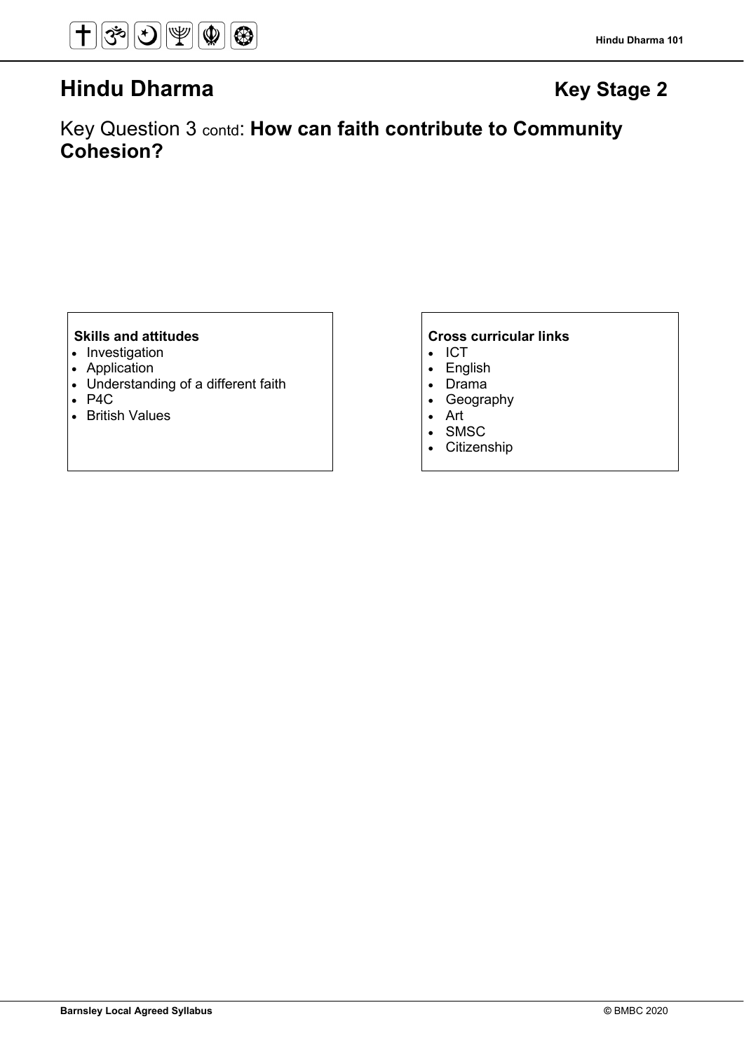# Hindu Dharma

**Key Stage 2**

## Key Question 3 contd: **How can faith contribute to Community Cohesion?**

**Skills and attitudes**
- Investigation
- Application
- Understanding of a different faith
- P4C
- British Values

**Cross curricular links**
- ICT
- English
- Drama
- Geography
- Art
- SMSC
- Citizenship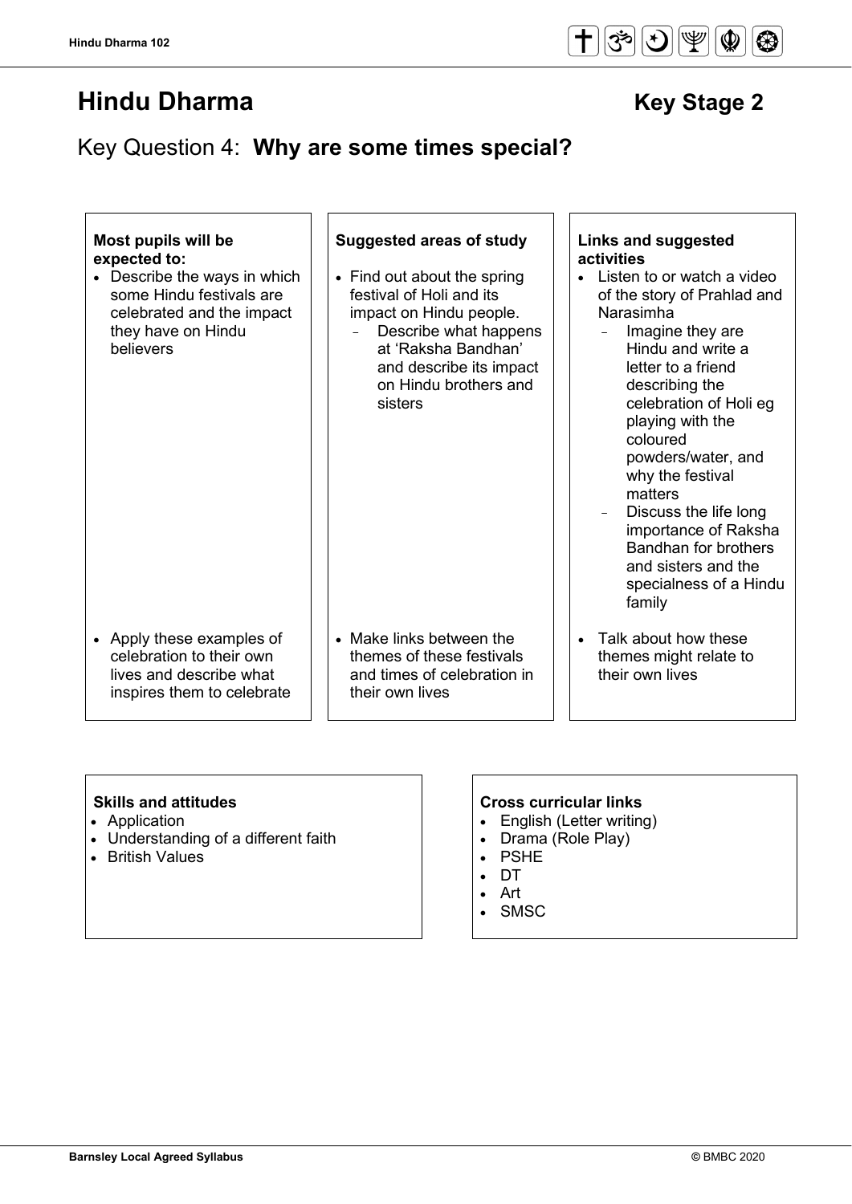# Hindu Dharma

## Key Stage 2

## Key Question 4: **Why are some times special?**

| Most pupils will be expected to: | Suggested areas of study | Links and suggested activities |
| --- | --- | --- |
| • Describe the ways in which some Hindu festivals are celebrated and the impact they have on Hindu believers | • Find out about the spring festival of Holi and its impact on Hindu people.<br>- Describe what happens at 'Raksha Bandhan' and describe its impact on Hindu brothers and sisters | • Listen to or watch a video of the story of Prahlad and Narasimha<br>- Imagine they are Hindu and write a letter to a friend describing the celebration of Holi eg playing with the coloured powders/water, and why the festival matters<br>- Discuss the life long importance of Raksha Bandhan for brothers and sisters and the specialness of a Hindu family |
| • Apply these examples of celebration to their own lives and describe what inspires them to celebrate | • Make links between the themes of these festivals and times of celebration in their own lives | • Talk about how these themes might relate to their own lives |

**Skills and attitudes**

- Application
- Understanding of a different faith
- British Values

**Cross curricular links**

- English (Letter writing)
- Drama (Role Play)
- PSHE
- DT
- Art
- SMSC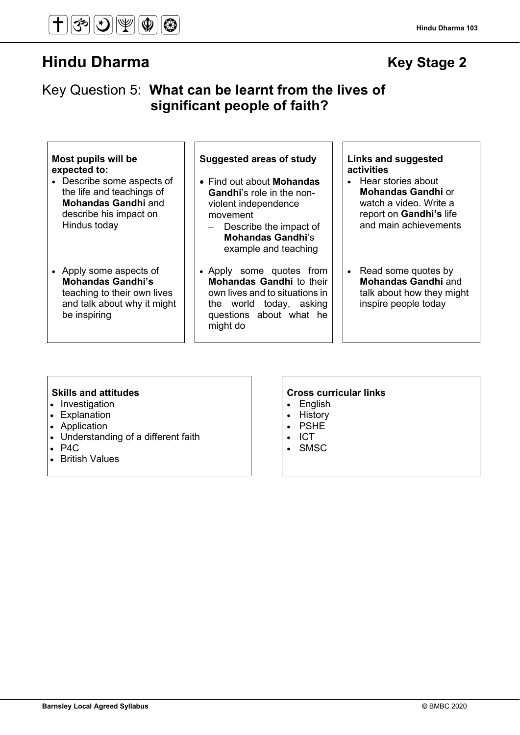# Hindu Dharma Key Stage 2

## Key Question 5: **What can be learnt from the lives of significant people of faith?**

| **Most pupils will be expected to:** | **Suggested areas of study** | **Links and suggested activities** |
|---|---|---|
| • Describe some aspects of the life and teachings of **Mohandas Gandhi** and describe his impact on Hindus today | • Find out about **Mohandas Gandhi**'s role in the non-violent independence movement<br>  – Describe the impact of **Mohandas Gandhi**'s example and teaching | • Hear stories about **Mohandas Gandhi** or watch a video. Write a report on **Gandhi's** life and main achievements |
| • Apply some aspects of **Mohandas Gandhi's** teaching to their own lives and talk about why it might be inspiring | • Apply some quotes from **Mohandas Gandhi** to their own lives and to situations in the world today, asking questions about what he might do | • Read some quotes by **Mohandas Gandhi** and talk about how they might inspire people today |

**Skills and attitudes**
- Investigation
- Explanation
- Application
- Understanding of a different faith
- P4C
- British Values

**Cross curricular links**
- English
- History
- PSHE
- ICT
- SMSC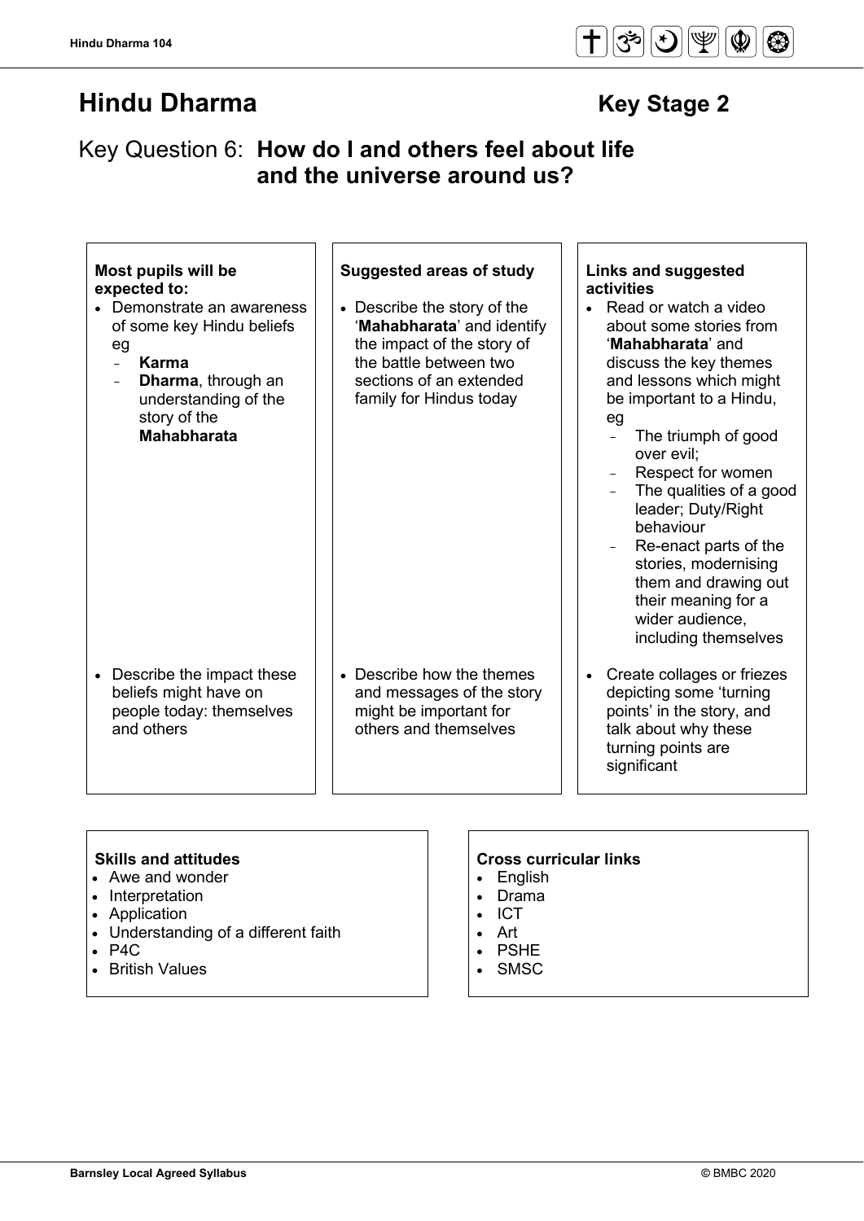# Hindu Dharma

## Key Stage 2

## Key Question 6: **How do I and others feel about life and the universe around us?**

| Most pupils will be expected to: | Suggested areas of study | Links and suggested activities |
|---|---|---|
| • Demonstrate an awareness of some key Hindu beliefs eg<br>– **Karma**<br>– **Dharma**, through an understanding of the story of the **Mahabharata** | • Describe the story of the '**Mahabharata**' and identify the impact of the story of the battle between two sections of an extended family for Hindus today | • Read or watch a video about some stories from '**Mahabharata**' and discuss the key themes and lessons which might be important to a Hindu, eg<br>– The triumph of good over evil;<br>– Respect for women<br>– The qualities of a good leader; Duty/Right behaviour<br>– Re-enact parts of the stories, modernising them and drawing out their meaning for a wider audience, including themselves |
| • Describe the impact these beliefs might have on people today: themselves and others | • Describe how the themes and messages of the story might be important for others and themselves | • Create collages or friezes depicting some 'turning points' in the story, and talk about why these turning points are significant |

**Skills and attitudes**
- Awe and wonder
- Interpretation
- Application
- Understanding of a different faith
- P4C
- British Values

**Cross curricular links**
- English
- Drama
- ICT
- Art
- PSHE
- SMSC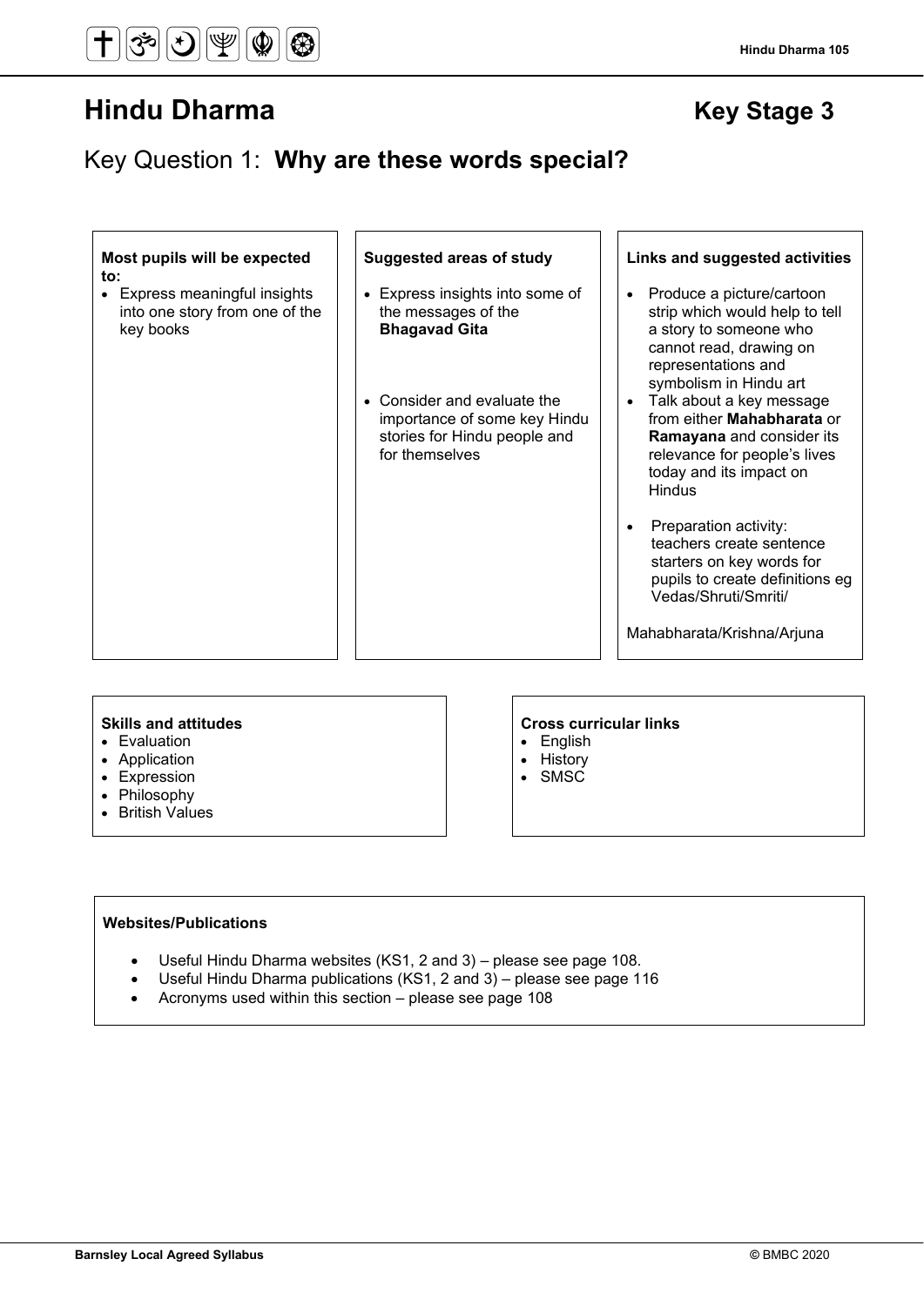# Hindu Dharma

## Key Stage 3

## Key Question 1: **Why are these words special?**

| Most pupils will be expected to: | Suggested areas of study | Links and suggested activities |
|---|---|---|
| • Express meaningful insights into one story from one of the key books | • Express insights into some of the messages of the **Bhagavad Gita**<br><br>• Consider and evaluate the importance of some key Hindu stories for Hindu people and for themselves | • Produce a picture/cartoon strip which would help to tell a story to someone who cannot read, drawing on representations and symbolism in Hindu art<br>• Talk about a key message from either **Mahabharata** or **Ramayana** and consider its relevance for people's lives today and its impact on Hindus<br><br>• Preparation activity: teachers create sentence starters on key words for pupils to create definitions eg Vedas/Shruti/Smriti/<br><br>Mahabharata/Krishna/Arjuna |

**Skills and attitudes**
- Evaluation
- Application
- Expression
- Philosophy
- British Values

**Cross curricular links**
- English
- History
- SMSC

**Websites/Publications**

- Useful Hindu Dharma websites (KS1, 2 and 3) – please see page 108.
- Useful Hindu Dharma publications (KS1, 2 and 3) – please see page 116
- Acronyms used within this section – please see page 108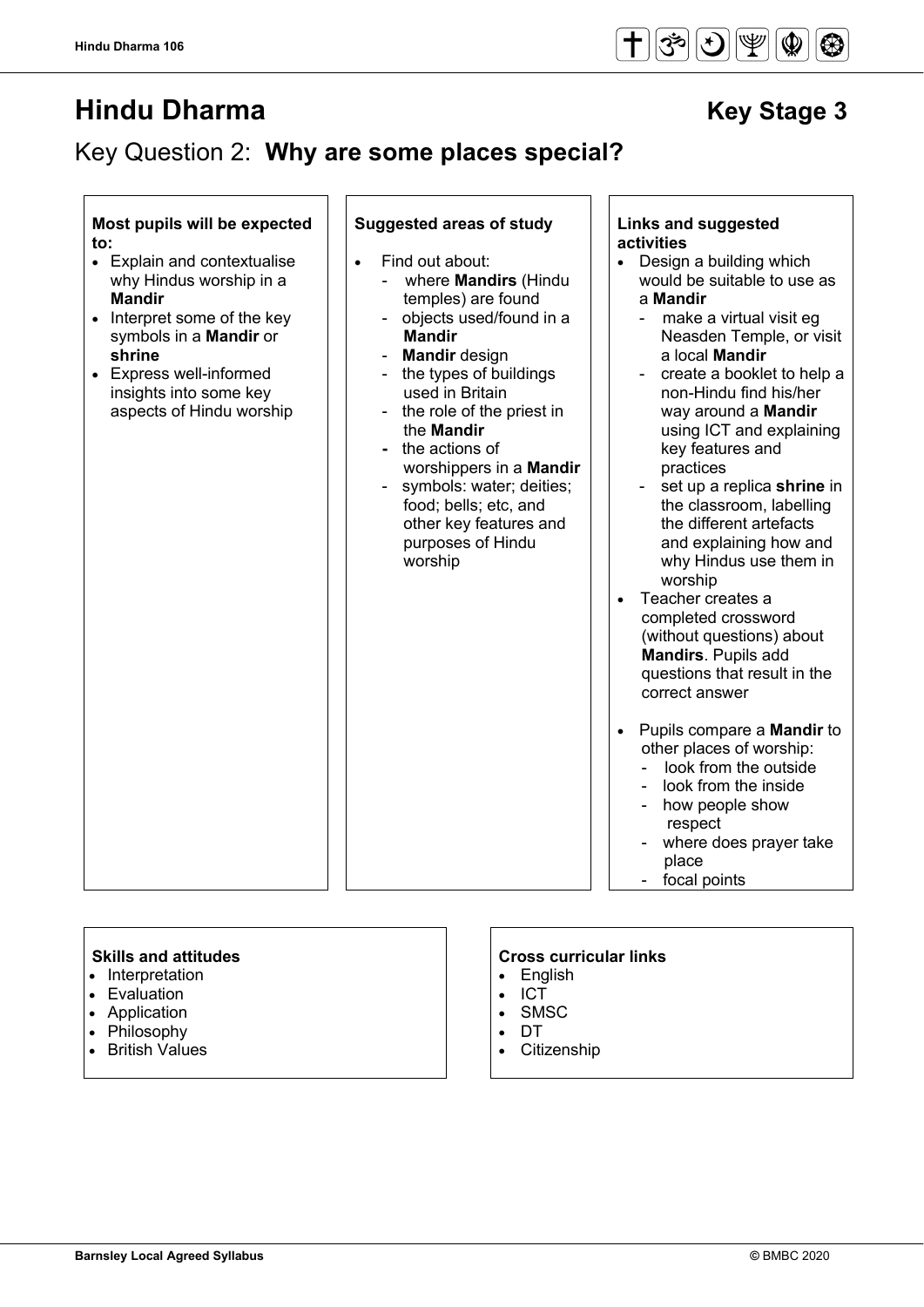# Hindu Dharma

## Key Stage 3

## Key Question 2: **Why are some places special?**

**Most pupils will be expected to:**

- Explain and contextualise why Hindus worship in a **Mandir**
- Interpret some of the key symbols in a **Mandir** or **shrine**
- Express well-informed insights into some key aspects of Hindu worship

**Suggested areas of study**

- Find out about:
  - where **Mandirs** (Hindu temples) are found
  - objects used/found in a **Mandir**
  - **Mandir** design
  - the types of buildings used in Britain
  - the role of the priest in the **Mandir**
  - the actions of worshippers in a **Mandir**
  - symbols: water; deities; food; bells; etc, and other key features and purposes of Hindu worship

**Links and suggested activities**

- Design a building which would be suitable to use as a **Mandir**
  - make a virtual visit eg Neasden Temple, or visit a local **Mandir**
  - create a booklet to help a non-Hindu find his/her way around a **Mandir** using ICT and explaining key features and practices
  - set up a replica **shrine** in the classroom, labelling the different artefacts and explaining how and why Hindus use them in worship
- Teacher creates a completed crossword (without questions) about **Mandirs**. Pupils add questions that result in the correct answer
- Pupils compare a **Mandir** to other places of worship:
  - look from the outside
  - look from the inside
  - how people show respect
  - where does prayer take place
  - focal points

**Skills and attitudes**

- Interpretation
- Evaluation
- Application
- Philosophy
- British Values

**Cross curricular links**

- English
- ICT
- SMSC
- DT
- Citizenship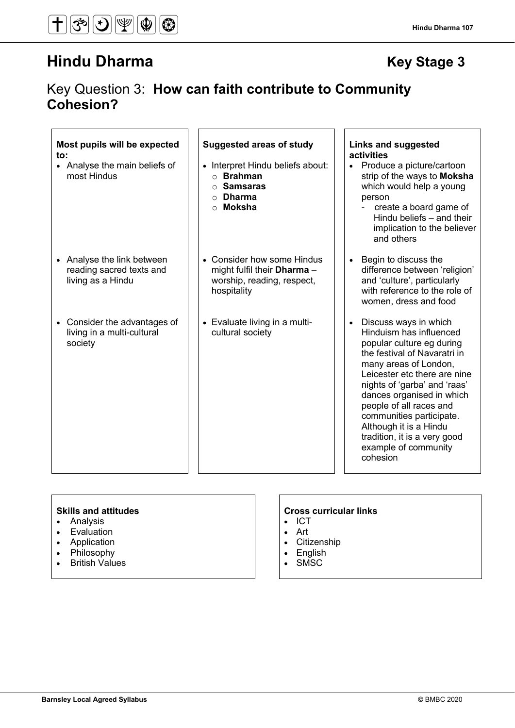# Hindu Dharma

**Key Stage 3**

## Key Question 3: **How can faith contribute to Community Cohesion?**

| **Most pupils will be expected to:** | **Suggested areas of study** | **Links and suggested activities** |
|---|---|---|
| • Analyse the main beliefs of most Hindus | • Interpret Hindu beliefs about:<br>  ○ **Brahman**<br>  ○ **Samsaras**<br>  ○ **Dharma**<br>  ○ **Moksha** | • Produce a picture/cartoon strip of the ways to **Moksha** which would help a young person<br>  - create a board game of Hindu beliefs – and their implication to the believer and others |
| • Analyse the link between reading sacred texts and living as a Hindu | • Consider how some Hindus might fulfil their **Dharma** – worship, reading, respect, hospitality | • Begin to discuss the difference between 'religion' and 'culture', particularly with reference to the role of women, dress and food |
| • Consider the advantages of living in a multi-cultural society | • Evaluate living in a multi-cultural society | • Discuss ways in which Hinduism has influenced popular culture eg during the festival of Navaratri in many areas of London, Leicester etc there are nine nights of 'garba' and 'raas' dances organised in which people of all races and communities participate. Although it is a Hindu tradition, it is a very good example of community cohesion |

**Skills and attitudes**
- Analysis
- Evaluation
- Application
- Philosophy
- British Values

**Cross curricular links**
- ICT
- Art
- Citizenship
- English
- SMSC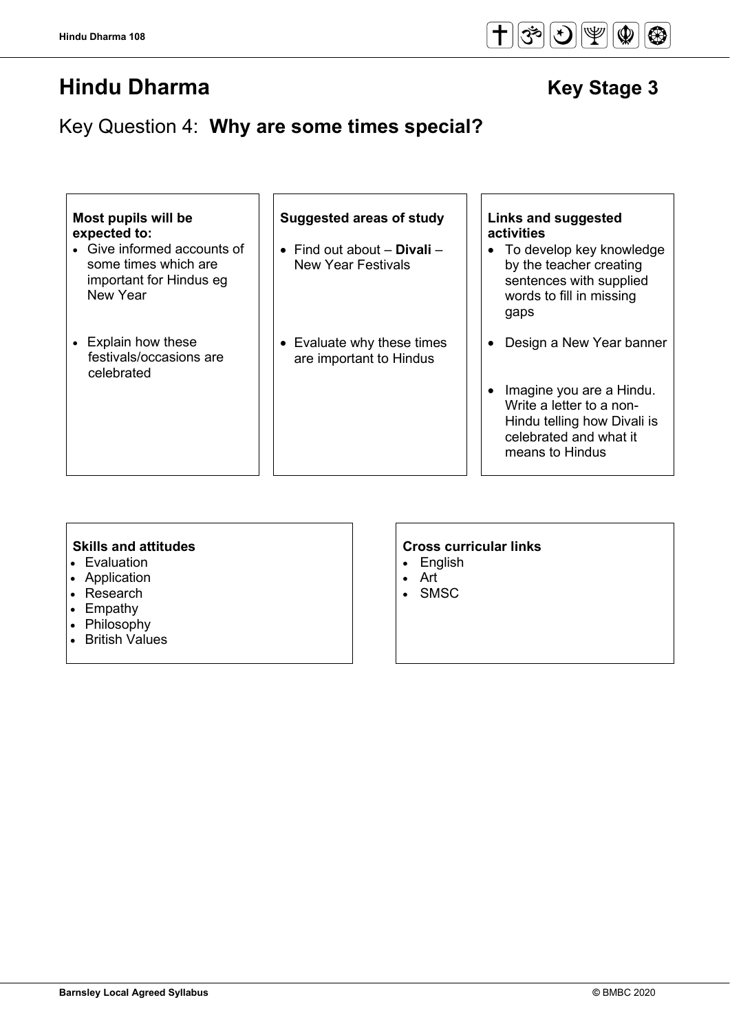# Hindu Dharma

## Key Stage 3

## Key Question 4: **Why are some times special?**

**Most pupils will be expected to:**

- Give informed accounts of some times which are important for Hindus eg New Year
- Explain how these festivals/occasions are celebrated

**Suggested areas of study**

- Find out about – **Divali** – New Year Festivals
- Evaluate why these times are important to Hindus

**Links and suggested activities**

- To develop key knowledge by the teacher creating sentences with supplied words to fill in missing gaps
- Design a New Year banner
- Imagine you are a Hindu. Write a letter to a non-Hindu telling how Divali is celebrated and what it means to Hindus

**Skills and attitudes**

- Evaluation
- Application
- Research
- Empathy
- Philosophy
- British Values

**Cross curricular links**

- English
- Art
- SMSC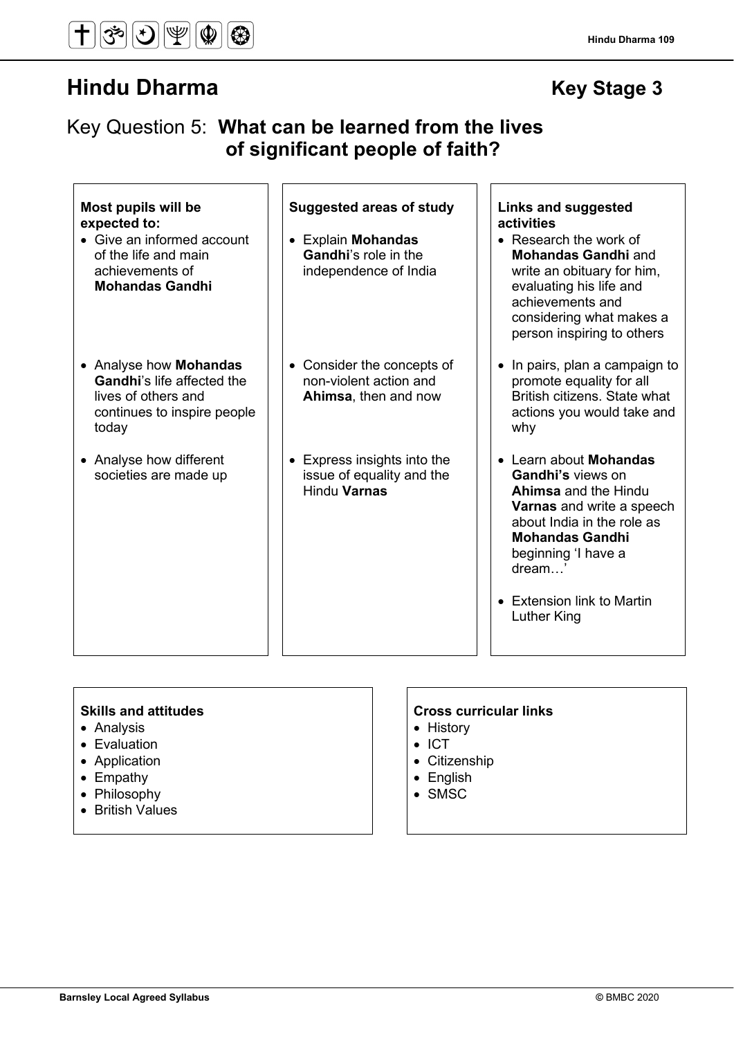# Hindu Dharma

## Key Stage 3

## Key Question 5: **What can be learned from the lives of significant people of faith?**

| **Most pupils will be expected to:** | **Suggested areas of study** | **Links and suggested activities** |
| --- | --- | --- |
| • Give an informed account of the life and main achievements of **Mohandas Gandhi** | • Explain **Mohandas Gandhi**'s role in the independence of India | • Research the work of **Mohandas Gandhi** and write an obituary for him, evaluating his life and achievements and considering what makes a person inspiring to others |
| • Analyse how **Mohandas Gandhi**'s life affected the lives of others and continues to inspire people today | • Consider the concepts of non-violent action and **Ahimsa**, then and now | • In pairs, plan a campaign to promote equality for all British citizens. State what actions you would take and why |
| • Analyse how different societies are made up | • Express insights into the issue of equality and the Hindu **Varnas** | • Learn about **Mohandas Gandhi's** views on **Ahimsa** and the Hindu **Varnas** and write a speech about India in the role as **Mohandas Gandhi** beginning 'I have a dream…'<br>• Extension link to Martin Luther King |

**Skills and attitudes**
- Analysis
- Evaluation
- Application
- Empathy
- Philosophy
- British Values

**Cross curricular links**
- History
- ICT
- Citizenship
- English
- SMSC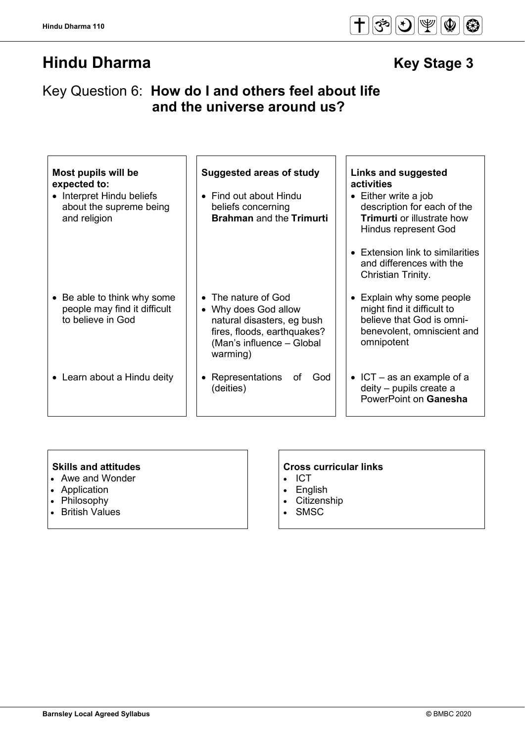# Hindu Dharma

**Key Stage 3**

## Key Question 6: **How do I and others feel about life and the universe around us?**

| **Most pupils will be expected to:** | **Suggested areas of study** | **Links and suggested activities** |
|---|---|---|
| • Interpret Hindu beliefs about the supreme being and religion | • Find out about Hindu beliefs concerning **Brahman** and the **Trimurti** | • Either write a job description for each of the **Trimurti** or illustrate how Hindus represent God<br>• Extension link to similarities and differences with the Christian Trinity. |
| • Be able to think why some people may find it difficult to believe in God | • The nature of God<br>• Why does God allow natural disasters, eg bush fires, floods, earthquakes? (Man's influence – Global warming) | • Explain why some people might find it difficult to believe that God is omni-benevolent, omniscient and omnipotent |
| • Learn about a Hindu deity | • Representations of God (deities) | • ICT – as an example of a deity – pupils create a PowerPoint on **Ganesha** |

**Skills and attitudes**
- Awe and Wonder
- Application
- Philosophy
- British Values

**Cross curricular links**
- ICT
- English
- Citizenship
- SMSC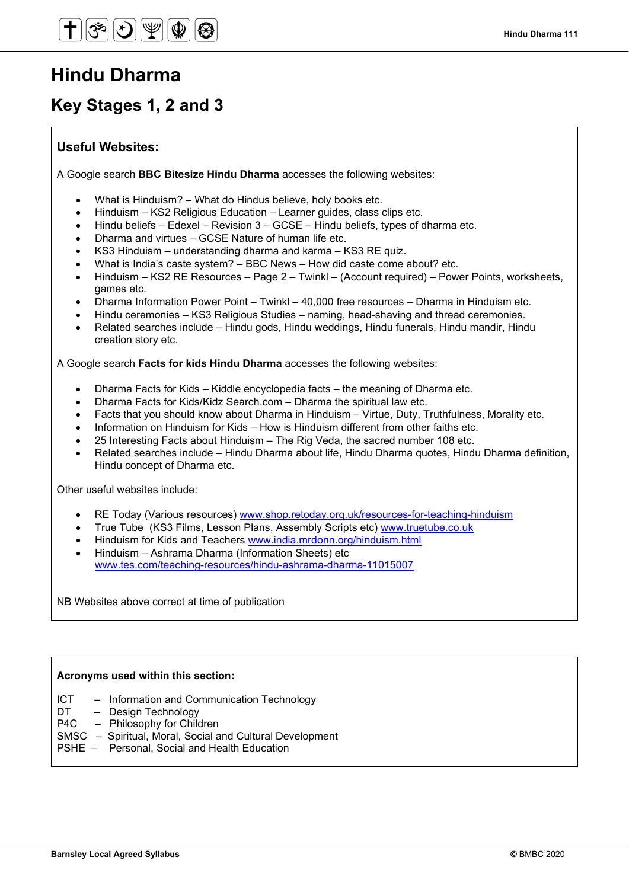# Hindu Dharma

## Key Stages 1, 2 and 3

### Useful Websites:

A Google search **BBC Bitesize Hindu Dharma** accesses the following websites:

- What is Hinduism? – What do Hindus believe, holy books etc.
- Hinduism – KS2 Religious Education – Learner guides, class clips etc.
- Hindu beliefs – Edexel – Revision 3 – GCSE – Hindu beliefs, types of dharma etc.
- Dharma and virtues – GCSE Nature of human life etc.
- KS3 Hinduism – understanding dharma and karma – KS3 RE quiz.
- What is India's caste system? – BBC News – How did caste come about? etc.
- Hinduism – KS2 RE Resources – Page 2 – Twinkl – (Account required) – Power Points, worksheets, games etc.
- Dharma Information Power Point – Twinkl – 40,000 free resources – Dharma in Hinduism etc.
- Hindu ceremonies – KS3 Religious Studies – naming, head-shaving and thread ceremonies.
- Related searches include – Hindu gods, Hindu weddings, Hindu funerals, Hindu mandir, Hindu creation story etc.

A Google search **Facts for kids Hindu Dharma** accesses the following websites:

- Dharma Facts for Kids – Kiddle encyclopedia facts – the meaning of Dharma etc.
- Dharma Facts for Kids/Kidz Search.com – Dharma the spiritual law etc.
- Facts that you should know about Dharma in Hinduism – Virtue, Duty, Truthfulness, Morality etc.
- Information on Hinduism for Kids – How is Hinduism different from other faiths etc.
- 25 Interesting Facts about Hinduism – The Rig Veda, the sacred number 108 etc.
- Related searches include – Hindu Dharma about life, Hindu Dharma quotes, Hindu Dharma definition, Hindu concept of Dharma etc.

Other useful websites include:

- RE Today (Various resources) www.shop.retoday.org.uk/resources-for-teaching-hinduism
- True Tube (KS3 Films, Lesson Plans, Assembly Scripts etc) www.truetube.co.uk
- Hinduism for Kids and Teachers www.india.mrdonn.org/hinduism.html
- Hinduism – Ashrama Dharma (Information Sheets) etc www.tes.com/teaching-resources/hindu-ashrama-dharma-11015007

NB Websites above correct at time of publication

### Acronyms used within this section:

ICT – Information and Communication Technology
DT – Design Technology
P4C – Philosophy for Children
SMSC – Spiritual, Moral, Social and Cultural Development
PSHE – Personal, Social and Health Education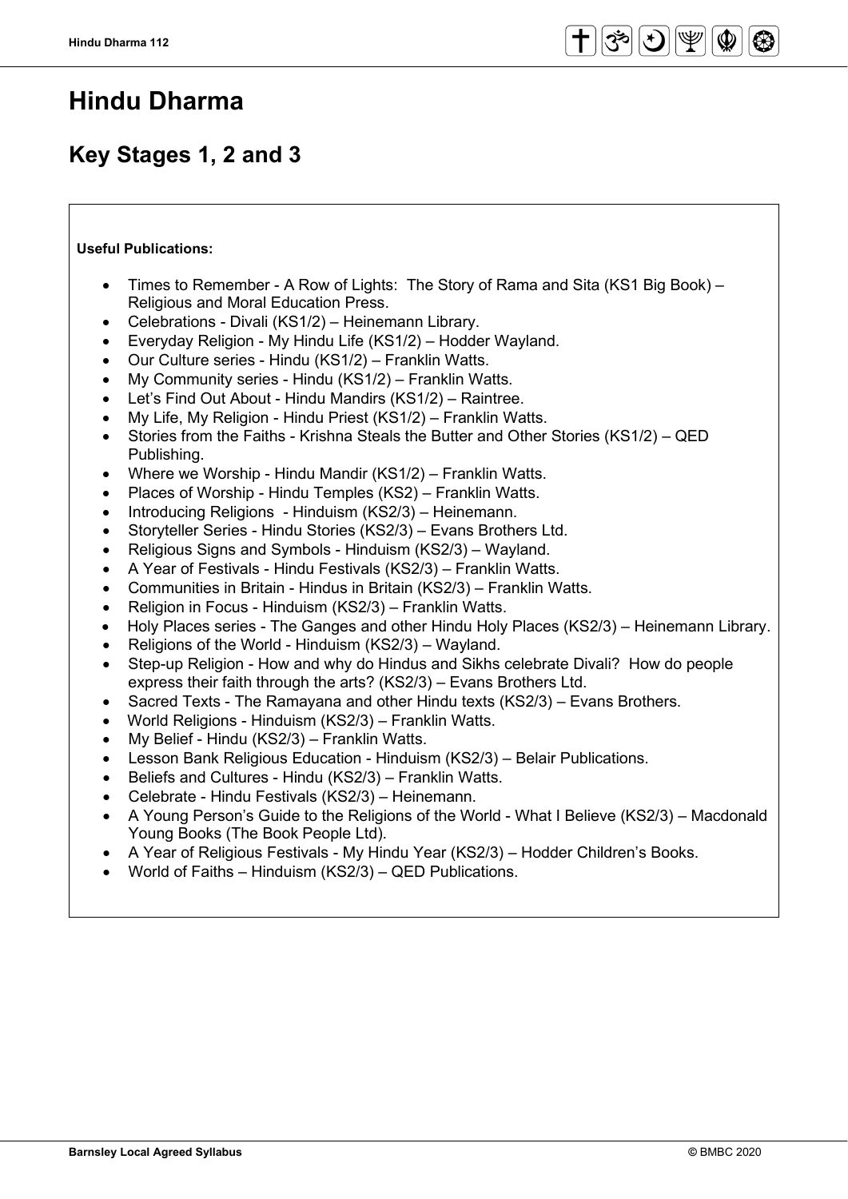# Hindu Dharma

## Key Stages 1, 2 and 3

**Useful Publications:**

- Times to Remember - A Row of Lights: The Story of Rama and Sita (KS1 Big Book) – Religious and Moral Education Press.
- Celebrations - Divali (KS1/2) – Heinemann Library.
- Everyday Religion - My Hindu Life (KS1/2) – Hodder Wayland.
- Our Culture series - Hindu (KS1/2) – Franklin Watts.
- My Community series - Hindu (KS1/2) – Franklin Watts.
- Let's Find Out About - Hindu Mandirs (KS1/2) – Raintree.
- My Life, My Religion - Hindu Priest (KS1/2) – Franklin Watts.
- Stories from the Faiths - Krishna Steals the Butter and Other Stories (KS1/2) – QED Publishing.
- Where we Worship - Hindu Mandir (KS1/2) – Franklin Watts.
- Places of Worship - Hindu Temples (KS2) – Franklin Watts.
- Introducing Religions - Hinduism (KS2/3) – Heinemann.
- Storyteller Series - Hindu Stories (KS2/3) – Evans Brothers Ltd.
- Religious Signs and Symbols - Hinduism (KS2/3) – Wayland.
- A Year of Festivals - Hindu Festivals (KS2/3) – Franklin Watts.
- Communities in Britain - Hindus in Britain (KS2/3) – Franklin Watts.
- Religion in Focus - Hinduism (KS2/3) – Franklin Watts.
- Holy Places series - The Ganges and other Hindu Holy Places (KS2/3) – Heinemann Library.
- Religions of the World - Hinduism (KS2/3) – Wayland.
- Step-up Religion - How and why do Hindus and Sikhs celebrate Divali? How do people express their faith through the arts? (KS2/3) – Evans Brothers Ltd.
- Sacred Texts - The Ramayana and other Hindu texts (KS2/3) – Evans Brothers.
- World Religions - Hinduism (KS2/3) – Franklin Watts.
- My Belief - Hindu (KS2/3) – Franklin Watts.
- Lesson Bank Religious Education - Hinduism (KS2/3) – Belair Publications.
- Beliefs and Cultures - Hindu (KS2/3) – Franklin Watts.
- Celebrate - Hindu Festivals (KS2/3) – Heinemann.
- A Young Person's Guide to the Religions of the World - What I Believe (KS2/3) – Macdonald Young Books (The Book People Ltd).
- A Year of Religious Festivals - My Hindu Year (KS2/3) – Hodder Children's Books.
- World of Faiths – Hinduism (KS2/3) – QED Publications.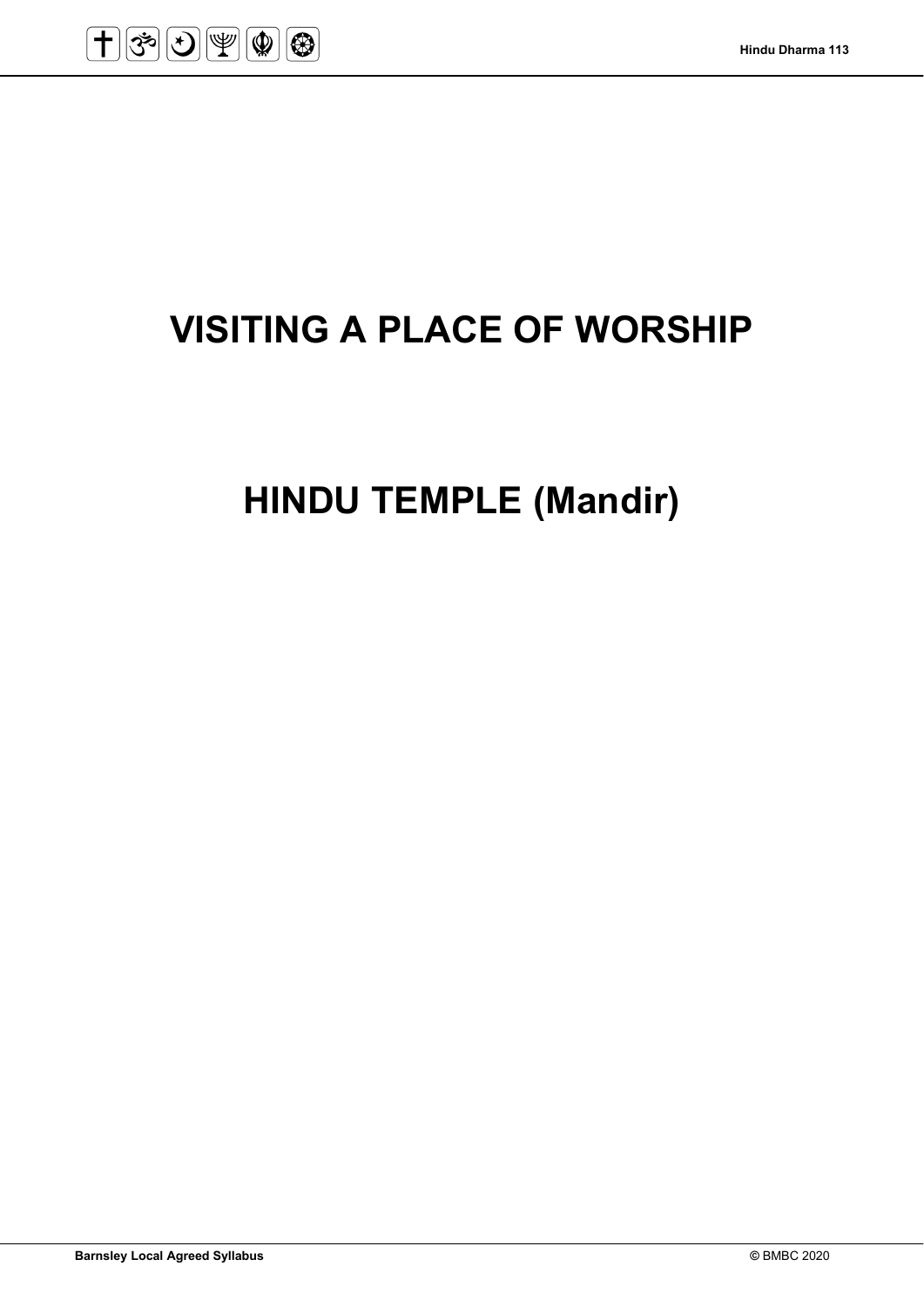# VISITING A PLACE OF WORSHIP

# HINDU TEMPLE (Mandir)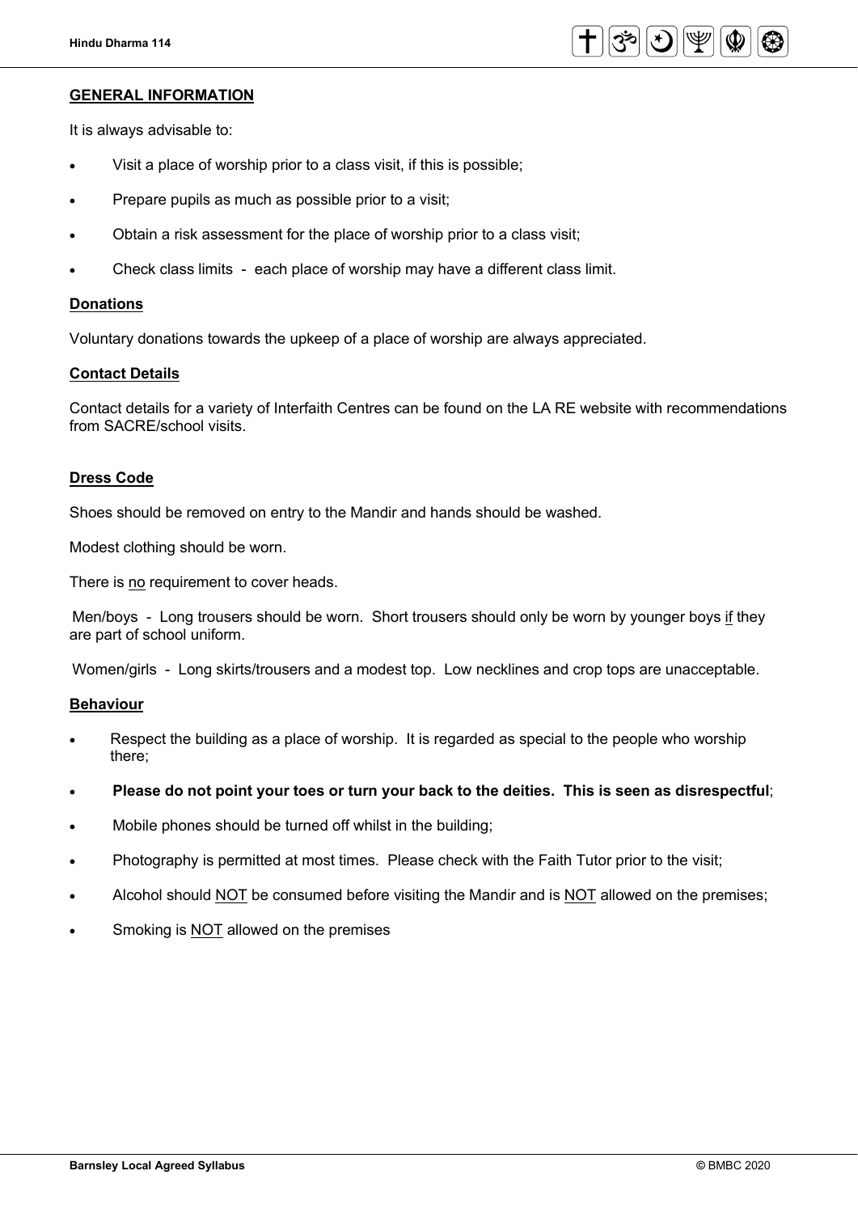## GENERAL INFORMATION

It is always advisable to:

- Visit a place of worship prior to a class visit, if this is possible;
- Prepare pupils as much as possible prior to a visit;
- Obtain a risk assessment for the place of worship prior to a class visit;
- Check class limits - each place of worship may have a different class limit.

### Donations

Voluntary donations towards the upkeep of a place of worship are always appreciated.

### Contact Details

Contact details for a variety of Interfaith Centres can be found on the LA RE website with recommendations from SACRE/school visits.

### Dress Code

Shoes should be removed on entry to the Mandir and hands should be washed.

Modest clothing should be worn.

There is no requirement to cover heads.

Men/boys - Long trousers should be worn. Short trousers should only be worn by younger boys if they are part of school uniform.

Women/girls - Long skirts/trousers and a modest top. Low necklines and crop tops are unacceptable.

### Behaviour

- Respect the building as a place of worship. It is regarded as special to the people who worship there;
- **Please do not point your toes or turn your back to the deities. This is seen as disrespectful**;
- Mobile phones should be turned off whilst in the building;
- Photography is permitted at most times. Please check with the Faith Tutor prior to the visit;
- Alcohol should NOT be consumed before visiting the Mandir and is NOT allowed on the premises;
- Smoking is NOT allowed on the premises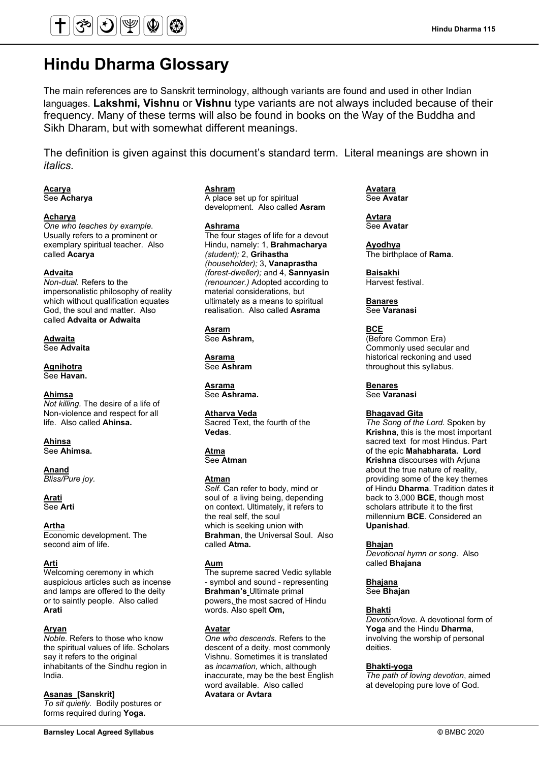# Hindu Dharma Glossary

The main references are to Sanskrit terminology, although variants are found and used in other Indian languages. **Lakshmi, Vishnu** or **Vishnu** type variants are not always included because of their frequency. Many of these terms will also be found in books on the Way of the Buddha and Sikh Dharam, but with somewhat different meanings.

The definition is given against this document's standard term. Literal meanings are shown in *italics*.

**Acarya**
See **Acharya**

**Acharya**
*One who teaches by example.* Usually refers to a prominent or exemplary spiritual teacher. Also called **Acarya**

**Advaita**
*Non-dual.* Refers to the impersonalistic philosophy of reality which without qualification equates God, the soul and matter. Also called **Advaita or Adwaita**

**Adwaita**
See **Advaita**

**Agnihotra**
See **Havan.**

**Ahimsa**
*Not killing.* The desire of a life of Non-violence and respect for all life. Also called **Ahinsa.**

**Ahinsa**
See **Ahimsa.**

**Anand**
*Bliss/Pure joy.*

**Arati**
See **Arti**

**Artha**
Economic development. The second aim of life.

**Arti**
Welcoming ceremony in which auspicious articles such as incense and lamps are offered to the deity or to saintly people. Also called **Arati**

**Aryan**
*Noble.* Refers to those who know the spiritual values of life. Scholars say it refers to the original inhabitants of the Sindhu region in India.

**Asanas [Sanskrit]**
*To sit quietly.* Bodily postures or forms required during **Yoga.**

**Ashram**
A place set up for spiritual development. Also called **Asram**

**Ashrama**
The four stages of life for a devout Hindu, namely: 1, **Brahmacharya** *(student);* 2, **Grihastha** *(householder);* 3, **Vanaprastha** *(forest-dweller);* and 4, **Sannyasin** *(renouncer.)* Adopted according to material considerations, but ultimately as a means to spiritual realisation. Also called **Asrama**

**Asram**
See **Ashram,**

**Asrama**
See **Ashram**

**Asrama**
See **Ashrama.**

**Atharva Veda**
Sacred Text, the fourth of the **Vedas**.

**Atma**
See **Atman**

**Atman**
*Self.* Can refer to body, mind or soul of a living being, depending on context. Ultimately, it refers to the real self, the soul which is seeking union with **Brahman**, the Universal Soul. Also called **Atma.**

**Aum**
The supreme sacred Vedic syllable - symbol and sound - representing **Brahman's** Ultimate primal powers, the most sacred of Hindu words. Also spelt **Om,**

**Avatar**
*One who descends.* Refers to the descent of a deity, most commonly Vishnu. Sometimes it is translated as *incarnation,* which, although inaccurate, may be the best English word available. Also called **Avatara** or **Avtara**

**Avatara**
See **Avatar**

**Avtara**
See **Avatar**

**Ayodhya**
The birthplace of **Rama**.

**Baisakhi**
Harvest festival.

**Banares**
See **Varanasi**

**BCE**
(Before Common Era) Commonly used secular and historical reckoning and used throughout this syllabus.

**Benares**
See **Varanasi**

**Bhagavad Gita**
*The Song of the Lord.* Spoken by **Krishna**, this is the most important sacred text for most Hindus. Part of the epic **Mahabharata. Lord Krishna** discourses with Arjuna about the true nature of reality, providing some of the key themes of Hindu **Dharma**. Tradition dates it back to 3,000 **BCE**, though most scholars attribute it to the first millennium **BCE**. Considered an **Upanishad**.

**Bhajan**
*Devotional hymn or song*. Also called **Bhajana**

**Bhajana**
See **Bhajan**

**Bhakti**
*Devotion/love.* A devotional form of **Yoga** and the Hindu **Dharma**, involving the worship of personal deities.

**Bhakti-yoga**
*The path of loving devotion*, aimed at developing pure love of God.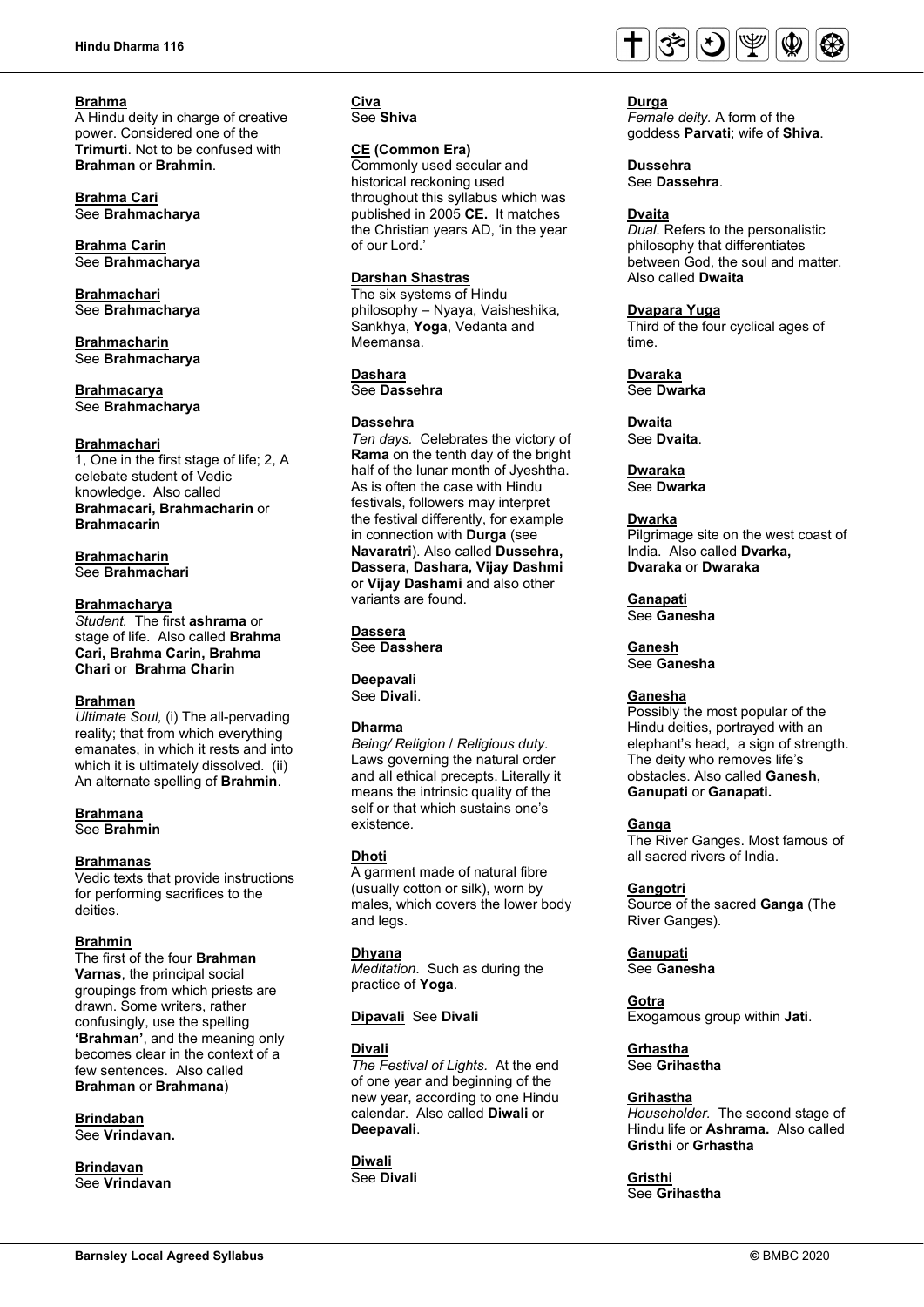**Brahma**
A Hindu deity in charge of creative power. Considered one of the **Trimurti**. Not to be confused with **Brahman** or **Brahmin**.

**Brahma Cari**
See **Brahmacharya**

**Brahma Carin**
See **Brahmacharya**

**Brahmachari**
See **Brahmacharya**

**Brahmacharin**
See **Brahmacharya**

**Brahmacarya**
See **Brahmacharya**

**Brahmachari**
1, One in the first stage of life; 2, A celebate student of Vedic knowledge. Also called **Brahmacari, Brahmacharin** or **Brahmacarin**

**Brahmacharin**
See **Brahmachari**

**Brahmacharya**
*Student.* The first **ashrama** or stage of life. Also called **Brahma Cari, Brahma Carin, Brahma Chari** or **Brahma Charin**

**Brahman**
*Ultimate Soul,* (i) The all-pervading reality; that from which everything emanates, in which it rests and into which it is ultimately dissolved. (ii) An alternate spelling of **Brahmin**.

**Brahmana**
See **Brahmin**

**Brahmanas**
Vedic texts that provide instructions for performing sacrifices to the deities.

**Brahmin**
The first of the four **Brahman Varnas**, the principal social groupings from which priests are drawn. Some writers, rather confusingly, use the spelling **'Brahman'**, and the meaning only becomes clear in the context of a few sentences. Also called **Brahman** or **Brahmana**)

**Brindaban**
See **Vrindavan.**

**Brindavan**
See **Vrindavan**

**Civa**
See **Shiva**

**CE (Common Era)**
Commonly used secular and historical reckoning used throughout this syllabus which was published in 2005 **CE.** It matches the Christian years AD, 'in the year of our Lord.'

**Darshan Shastras**
The six systems of Hindu philosophy – Nyaya, Vaisheshika, Sankhya, **Yoga**, Vedanta and Meemansa.

**Dashara**
See **Dassehra**

**Dassehra**
*Ten days.* Celebrates the victory of **Rama** on the tenth day of the bright half of the lunar month of Jyeshtha. As is often the case with Hindu festivals, followers may interpret the festival differently, for example in connection with **Durga** (see **Navaratri**). Also called **Dussehra, Dassera, Dashara, Vijay Dashmi** or **Vijay Dashami** and also other variants are found.

**Dassera**
See **Dasshera**

**Deepavali**
See **Divali**.

**Dharma**
*Being/ Religion* / *Religious duty.* Laws governing the natural order and all ethical precepts. Literally it means the intrinsic quality of the self or that which sustains one's existence.

**Dhoti**
A garment made of natural fibre (usually cotton or silk), worn by males, which covers the lower body and legs.

**Dhyana**
*Meditation*. Such as during the practice of **Yoga**.

**Dipavali** See **Divali**

**Divali**
*The Festival of Lights.* At the end of one year and beginning of the new year, according to one Hindu calendar. Also called **Diwali** or **Deepavali**.

**Diwali**
See **Divali**

**Durga**
*Female deity.* A form of the goddess **Parvati**; wife of **Shiva**.

**Dussehra**
See **Dassehra**.

**Dvaita**
*Dual.* Refers to the personalistic philosophy that differentiates between God, the soul and matter. Also called **Dwaita**

**Dvapara Yuga**
Third of the four cyclical ages of time.

**Dvaraka**
See **Dwarka**

**Dwaita**
See **Dvaita**.

**Dwaraka**
See **Dwarka**

**Dwarka**
Pilgrimage site on the west coast of India. Also called **Dvarka, Dvaraka** or **Dwaraka**

**Ganapati**
See **Ganesha**

**Ganesh**
See **Ganesha**

**Ganesha**
Possibly the most popular of the Hindu deities, portrayed with an elephant's head, a sign of strength. The deity who removes life's obstacles. Also called **Ganesh, Ganupati** or **Ganapati.**

**Ganga**
The River Ganges. Most famous of all sacred rivers of India.

**Gangotri**
Source of the sacred **Ganga** (The River Ganges).

**Ganupati**
See **Ganesha**

**Gotra**
Exogamous group within **Jati**.

**Grhastha**
See **Grihastha**

**Grihastha**
*Householder.* The second stage of Hindu life or **Ashrama.** Also called **Gristhi** or **Grhastha**

**Gristhi**
See **Grihastha**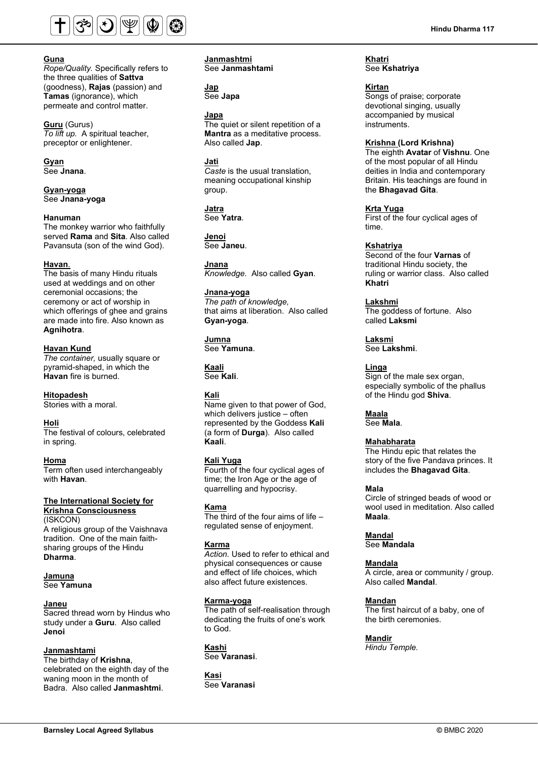**Guna**
*Rope/Quality.* Specifically refers to the three qualities of **Sattva** (goodness), **Rajas** (passion) and **Tamas** (ignorance), which permeate and control matter.

**Guru** (Gurus)
*To lift up.* A spiritual teacher, preceptor or enlightener.

**Gyan**
See **Jnana**.

**Gyan-yoga**
See **Jnana-yoga**

**Hanuman**
The monkey warrior who faithfully served **Rama** and **Sita**. Also called Pavansuta (son of the wind God).

**Havan**.
The basis of many Hindu rituals used at weddings and on other ceremonial occasions; the ceremony or act of worship in which offerings of ghee and grains are made into fire. Also known as **Agnihotra**.

**Havan Kund**
*The container,* usually square or pyramid-shaped, in which the **Havan** fire is burned.

**Hitopadesh**
Stories with a moral.

**Holi**
The festival of colours, celebrated in spring.

**Homa**
Term often used interchangeably with **Havan**.

**The International Society for Krishna Consciousness**
(ISKCON)
A religious group of the Vaishnava tradition. One of the main faith-sharing groups of the Hindu **Dharma**.

**Jamuna**
See **Yamuna**

**Janeu**
Sacred thread worn by Hindus who study under a **Guru**. Also called **Jenoi**

**Janmashtami**
The birthday of **Krishna**, celebrated on the eighth day of the waning moon in the month of Badra. Also called **Janmashtmi**.

**Janmashtmi**
See **Janmashtami**

**Jap**
See **Japa**

**Japa**
The quiet or silent repetition of a **Mantra** as a meditative process. Also called **Jap**.

**Jati**
*Caste* is the usual translation, meaning occupational kinship group.

**Jatra**
See **Yatra**.

**Jenoi**
See **Janeu**.

**Jnana**
*Knowledge.* Also called **Gyan**.

**Jnana-yoga**
*The path of knowledge,* that aims at liberation. Also called **Gyan-yoga**.

**Jumna**
See **Yamuna**.

**Kaali**
See **Kali**.

**Kali**
Name given to that power of God, which delivers justice – often represented by the Goddess **Kali** (a form of **Durga**). Also called **Kaali**.

**Kali Yuga**
Fourth of the four cyclical ages of time; the Iron Age or the age of quarrelling and hypocrisy.

**Kama**
The third of the four aims of life – regulated sense of enjoyment.

**Karma**
*Action.* Used to refer to ethical and physical consequences or cause and effect of life choices, which also affect future existences.

**Karma-yoga**
The path of self-realisation through dedicating the fruits of one's work to God.

**Kashi**
See **Varanasi**.

**Kasi**
See **Varanasi**

**Khatri**
See **Kshatriya**

**Kirtan**
Songs of praise; corporate devotional singing, usually accompanied by musical instruments.

**Krishna (Lord Krishna)**
The eighth **Avatar** of **Vishnu**. One of the most popular of all Hindu deities in India and contemporary Britain. His teachings are found in the **Bhagavad Gita**.

**Krta Yuga**
First of the four cyclical ages of time.

**Kshatriya**
Second of the four **Varnas** of traditional Hindu society, the ruling or warrior class. Also called **Khatri**

**Lakshmi**
The goddess of fortune. Also called **Laksmi**

**Laksmi**
See **Lakshmi**.

**Linga**
Sign of the male sex organ, especially symbolic of the phallus of the Hindu god **Shiva**.

**Maala**
See **Mala**.

**Mahabharata**
The Hindu epic that relates the story of the five Pandava princes. It includes the **Bhagavad Gita**.

**Mala**
Circle of stringed beads of wood or wool used in meditation. Also called **Maala**.

**Mandal**
See **Mandala**

**Mandala**
A circle, area or community / group. Also called **Mandal**.

**Mandan**
The first haircut of a baby, one of the birth ceremonies.

**Mandir**
*Hindu Temple.*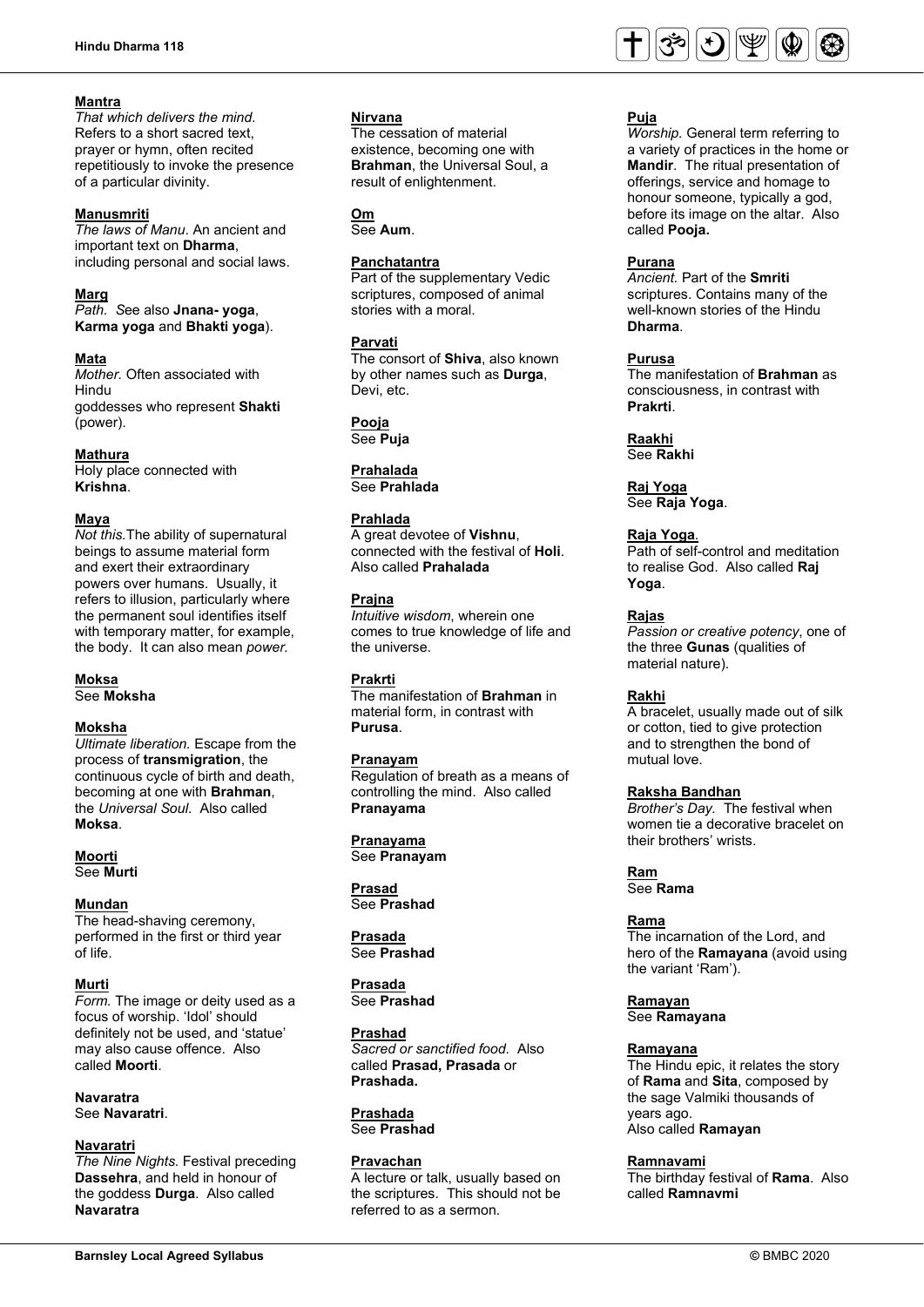**Mantra**
*That which delivers the mind.* Refers to a short sacred text, prayer or hymn, often recited repetitiously to invoke the presence of a particular divinity.

**Manusmriti**
*The laws of Manu*. An ancient and important text on **Dharma**, including personal and social laws.

**Marg**
*Path.* See also **Jnana- yoga**, **Karma yoga** and **Bhakti yoga**).

**Mata**
*Mother.* Often associated with Hindu goddesses who represent **Shakti** (power).

**Mathura**
Holy place connected with **Krishna**.

**Maya**
*Not this.* The ability of supernatural beings to assume material form and exert their extraordinary powers over humans. Usually, it refers to illusion, particularly where the permanent soul identifies itself with temporary matter, for example, the body. It can also mean *power.*

**Moksa**
See **Moksha**

**Moksha**
*Ultimate liberation.* Escape from the process of **transmigration**, the continuous cycle of birth and death, becoming at one with **Brahman**, the *Universal Soul.* Also called **Moksa**.

**Moorti**
See **Murti**

**Mundan**
The head-shaving ceremony, performed in the first or third year of life.

**Murti**
*Form.* The image or deity used as a focus of worship. 'Idol' should definitely not be used, and 'statue' may also cause offence. Also called **Moorti**.

**Navaratra**
See **Navaratri**.

**Navaratri**
*The Nine Nights.* Festival preceding **Dassehra**, and held in honour of the goddess **Durga**. Also called **Navaratra**

**Nirvana**
The cessation of material existence, becoming one with **Brahman**, the Universal Soul, a result of enlightenment.

**Om**
See **Aum**.

**Panchatantra**
Part of the supplementary Vedic scriptures, composed of animal stories with a moral.

**Parvati**
The consort of **Shiva**, also known by other names such as **Durga**, Devi, etc.

**Pooja**
See **Puja**

**Prahalada**
See **Prahlada**

**Prahlada**
A great devotee of **Vishnu**, connected with the festival of **Holi**. Also called **Prahalada**

**Prajna**
*Intuitive wisdom*, wherein one comes to true knowledge of life and the universe.

**Prakrti**
The manifestation of **Brahman** in material form, in contrast with **Purusa**.

**Pranayam**
Regulation of breath as a means of controlling the mind. Also called **Pranayama**

**Pranayama**
See **Pranayam**

**Prasad**
See **Prashad**

**Prasada**
See **Prashad**

**Prasada**
See **Prashad**

**Prashad**
*Sacred or sanctified food.* Also called **Prasad, Prasada** or **Prashada.**

**Prashada**
See **Prashad**

**Pravachan**
A lecture or talk, usually based on the scriptures. This should not be referred to as a sermon.

**Puja**
*Worship.* General term referring to a variety of practices in the home or **Mandir**. The ritual presentation of offerings, service and homage to honour someone, typically a god, before its image on the altar. Also called **Pooja.**

**Purana**
*Ancient.* Part of the **Smriti** scriptures. Contains many of the well-known stories of the Hindu **Dharma**.

**Purusa**
The manifestation of **Brahman** as consciousness, in contrast with **Prakrti**.

**Raakhi**
See **Rakhi**

**Raj Yoga**
See **Raja Yoga**.

**Raja Yoga**.
Path of self-control and meditation to realise God. Also called **Raj Yoga**.

**Rajas**
*Passion or creative potency*, one of the three **Gunas** (qualities of material nature).

**Rakhi**
A bracelet, usually made out of silk or cotton, tied to give protection and to strengthen the bond of mutual love.

**Raksha Bandhan**
*Brother's Day.* The festival when women tie a decorative bracelet on their brothers' wrists.

**Ram**
See **Rama**

**Rama**
The incarnation of the Lord, and hero of the **Ramayana** (avoid using the variant 'Ram').

**Ramayan**
See **Ramayana**

**Ramayana**
The Hindu epic, it relates the story of **Rama** and **Sita**, composed by the sage Valmiki thousands of years ago.
Also called **Ramayan**

**Ramnavami**
The birthday festival of **Rama**. Also called **Ramnavmi**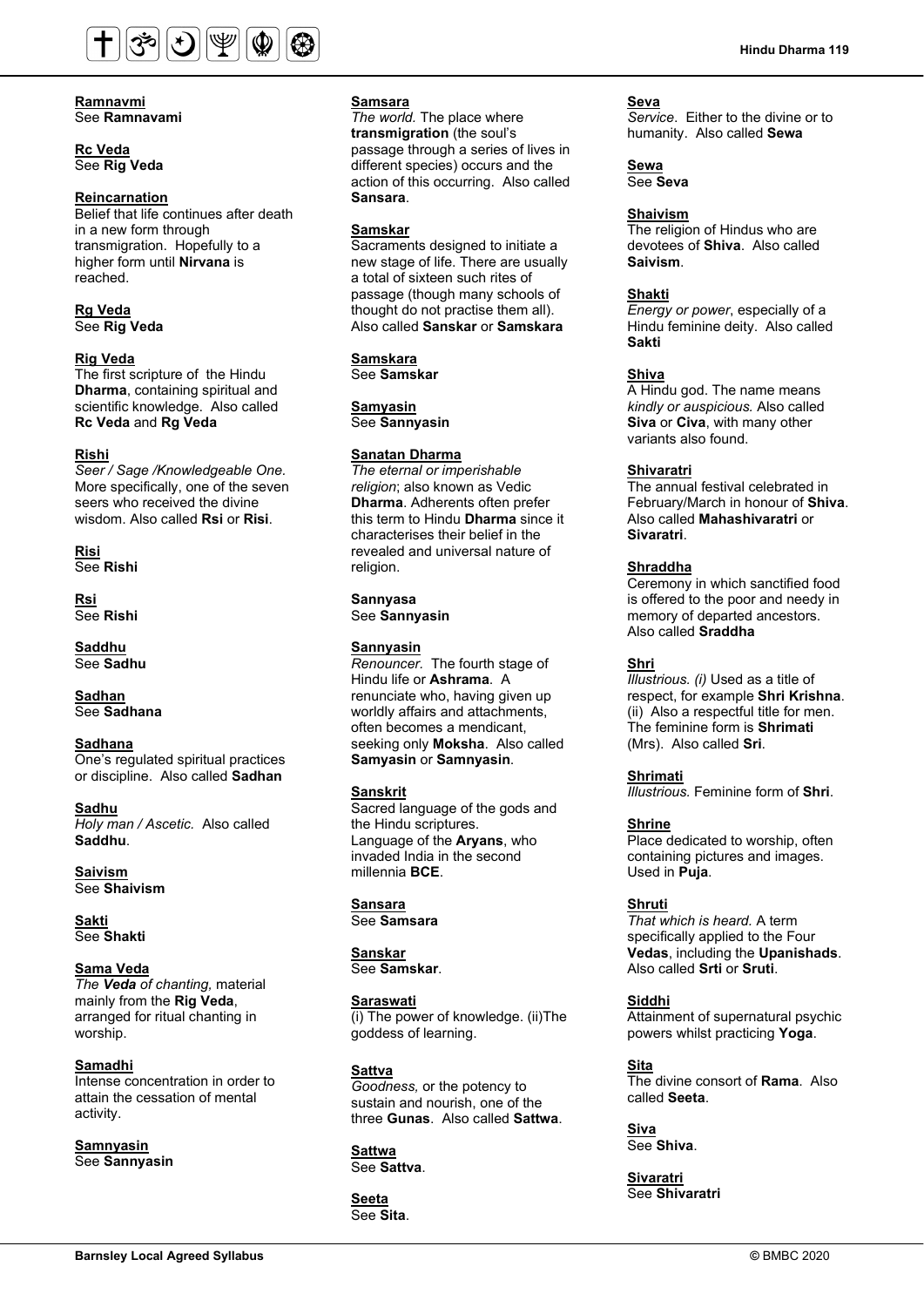**Ramnavmi**
See **Ramnavami**

**Rc Veda**
See **Rig Veda**

**Reincarnation**
Belief that life continues after death in a new form through transmigration. Hopefully to a higher form until **Nirvana** is reached.

**Rg Veda**
See **Rig Veda**

**Rig Veda**
The first scripture of the Hindu **Dharma**, containing spiritual and scientific knowledge. Also called **Rc Veda** and **Rg Veda**

**Rishi**
*Seer / Sage /Knowledgeable One.* More specifically, one of the seven seers who received the divine wisdom. Also called **Rsi** or **Risi**.

**Risi**
See **Rishi**

**Rsi**
See **Rishi**

**Saddhu**
See **Sadhu**

**Sadhan**
See **Sadhana**

**Sadhana**
One's regulated spiritual practices or discipline. Also called **Sadhan**

**Sadhu**
*Holy man / Ascetic.* Also called **Saddhu**.

**Saivism**
See **Shaivism**

**Sakti**
See **Shakti**

**Sama Veda**
*The **Veda** of chanting,* material mainly from the **Rig Veda**, arranged for ritual chanting in worship.

**Samadhi**
Intense concentration in order to attain the cessation of mental activity.

**Samnyasin**
See **Sannyasin**

**Samsara**
*The world.* The place where **transmigration** (the soul's passage through a series of lives in different species) occurs and the action of this occurring. Also called **Sansara**.

**Samskar**
Sacraments designed to initiate a new stage of life. There are usually a total of sixteen such rites of passage (though many schools of thought do not practise them all). Also called **Sanskar** or **Samskara**

**Samskara**
See **Samskar**

**Samyasin**
See **Sannyasin**

**Sanatan Dharma**
*The eternal or imperishable religion*; also known as Vedic **Dharma**. Adherents often prefer this term to Hindu **Dharma** since it characterises their belief in the revealed and universal nature of religion.

**Sannyasa**
See **Sannyasin**

**Sannyasin**
*Renouncer.* The fourth stage of Hindu life or **Ashrama**. A renunciate who, having given up worldly affairs and attachments, often becomes a mendicant, seeking only **Moksha**. Also called **Samyasin** or **Samnyasin**.

**Sanskrit**
Sacred language of the gods and the Hindu scriptures.
Language of the **Aryans**, who invaded India in the second millennia **BCE**.

**Sansara**
See **Samsara**

**Sanskar**
See **Samskar**.

**Saraswati**
(i) The power of knowledge. (ii)The goddess of learning.

**Sattva**
*Goodness,* or the potency to sustain and nourish, one of the three **Gunas**. Also called **Sattwa**.

**Sattwa**
See **Sattva**.

**Seeta**
See **Sita**.

**Seva**
*Service*. Either to the divine or to humanity. Also called **Sewa**

**Sewa**
See **Seva**

**Shaivism**
The religion of Hindus who are devotees of **Shiva**. Also called **Saivism**.

**Shakti**
*Energy or power*, especially of a Hindu feminine deity. Also called **Sakti**

**Shiva**
A Hindu god. The name means *kindly or auspicious.* Also called **Siva** or **Civa**, with many other variants also found.

**Shivaratri**
The annual festival celebrated in February/March in honour of **Shiva**. Also called **Mahashivaratri** or **Sivaratri**.

**Shraddha**
Ceremony in which sanctified food is offered to the poor and needy in memory of departed ancestors. Also called **Sraddha**

**Shri**
*Illustrious. (i)* Used as a title of respect, for example **Shri Krishna**. (ii) Also a respectful title for men. The feminine form is **Shrimati** (Mrs). Also called **Sri**.

**Shrimati**
*Illustrious.* Feminine form of **Shri**.

**Shrine**
Place dedicated to worship, often containing pictures and images. Used in **Puja**.

**Shruti**
*That which is heard.* A term specifically applied to the Four **Vedas**, including the **Upanishads**. Also called **Srti** or **Sruti**.

**Siddhi**
Attainment of supernatural psychic powers whilst practicing **Yoga**.

**Sita**
The divine consort of **Rama**. Also called **Seeta**.

**Siva**
See **Shiva**.

**Sivaratri**
See **Shivaratri**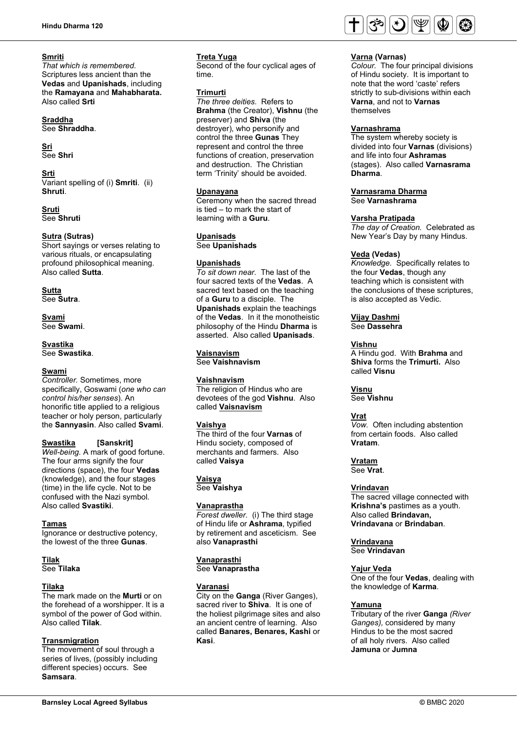**Smriti**
*That which is remembered.* Scriptures less ancient than the **Vedas** and **Upanishads**, including the **Ramayana** and **Mahabharata.** Also called **Srti**

**Sraddha**
See **Shraddha**.

**Sri**
See **Shri**

**Srti**
Variant spelling of (i) **Smriti**. (ii) **Shruti**.

**Sruti**
See **Shruti**

**Sutra (Sutras)**
Short sayings or verses relating to various rituals, or encapsulating profound philosophical meaning. Also called **Sutta**.

**Sutta**
See **Sutra**.

**Svami**
See **Swami**.

**Svastika**
See **Swastika**.

**Swami**
*Controller.* Sometimes, more specifically, Goswami (*one who can control his/her senses*). An honorific title applied to a religious teacher or holy person, particularly the **Sannyasin**. Also called **Svami**.

**Swastika [Sanskrit]**
*Well-being.* A mark of good fortune. The four arms signify the four directions (space), the four **Vedas** (knowledge), and the four stages (time) in the life cycle. Not to be confused with the Nazi symbol. Also called **Svastiki**.

**Tamas**
Ignorance or destructive potency, the lowest of the three **Gunas**.

**Tilak**
See **Tilaka**

**Tilaka**
The mark made on the **Murti** or on the forehead of a worshipper. It is a symbol of the power of God within. Also called **Tilak**.

**Transmigration**
The movement of soul through a series of lives, (possibly including different species) occurs. See **Samsara**.

**Treta Yuga**
Second of the four cyclical ages of time.

**Trimurti**
*The three deities.* Refers to **Brahma** (the Creator), **Vishnu** (the preserver) and **Shiva** (the destroyer), who personify and control the three **Gunas** They represent and control the three functions of creation, preservation and destruction. The Christian term 'Trinity' should be avoided.

**Upanayana**
Ceremony when the sacred thread is tied – to mark the start of learning with a **Guru**.

**Upanisads**
See **Upanishads**

**Upanishads**
*To sit down near.* The last of the four sacred texts of the **Vedas**. A sacred text based on the teaching of a **Guru** to a disciple. The **Upanishads** explain the teachings of the **Vedas**. In it the monotheistic philosophy of the Hindu **Dharma** is asserted. Also called **Upanisads**.

**Vaisnavism**
See **Vaishnavism**

**Vaishnavism**
The religion of Hindus who are devotees of the god **Vishnu**. Also called **Vaisnavism**

**Vaishya**
The third of the four **Varnas** of Hindu society, composed of merchants and farmers. Also called **Vaisya**

**Vaisya**
See **Vaishya**

**Vanaprastha**
*Forest dweller.* (i) The third stage of Hindu life or **Ashrama**, typified by retirement and asceticism. See also **Vanaprasthi**

**Vanaprasthi**
See **Vanaprastha**

**Varanasi**
City on the **Ganga** (River Ganges), sacred river to **Shiva**. It is one of the holiest pilgrimage sites and also an ancient centre of learning. Also called **Banares, Benares, Kashi** or **Kasi**.

**Varna (Varnas)**
*Colour.* The four principal divisions of Hindu society. It is important to note that the word 'caste' refers strictly to sub-divisions within each **Varna**, and not to **Varnas** themselves

**Varnashrama**
The system whereby society is divided into four **Varnas** (divisions) and life into four **Ashramas** (stages). Also called **Varnasrama Dharma**.

**Varnasrama Dharma**
See **Varnashrama**

**Varsha Pratipada**
*The day of Creation.* Celebrated as New Year's Day by many Hindus.

**Veda (Vedas)**
*Knowledge.* Specifically relates to the four **Vedas**, though any teaching which is consistent with the conclusions of these scriptures, is also accepted as Vedic.

**Vijay Dashmi**
See **Dassehra**

**Vishnu**
A Hindu god. With **Brahma** and **Shiva** forms the **Trimurti.** Also called **Visnu**

**Visnu**
See **Vishnu**

**Vrat**
*Vow.* Often including abstention from certain foods. Also called **Vratam**.

**Vratam**
See **Vrat**.

**Vrindavan**
The sacred village connected with **Krishna's** pastimes as a youth. Also called **Brindavan, Vrindavana** or **Brindaban**.

**Vrindavana**
See **Vrindavan**

**Yajur Veda**
One of the four **Vedas**, dealing with the knowledge of **Karma**.

**Yamuna**
Tributary of the river **Ganga** *(River Ganges),* considered by many Hindus to be the most sacred of all holy rivers. Also called **Jamuna** or **Jumna**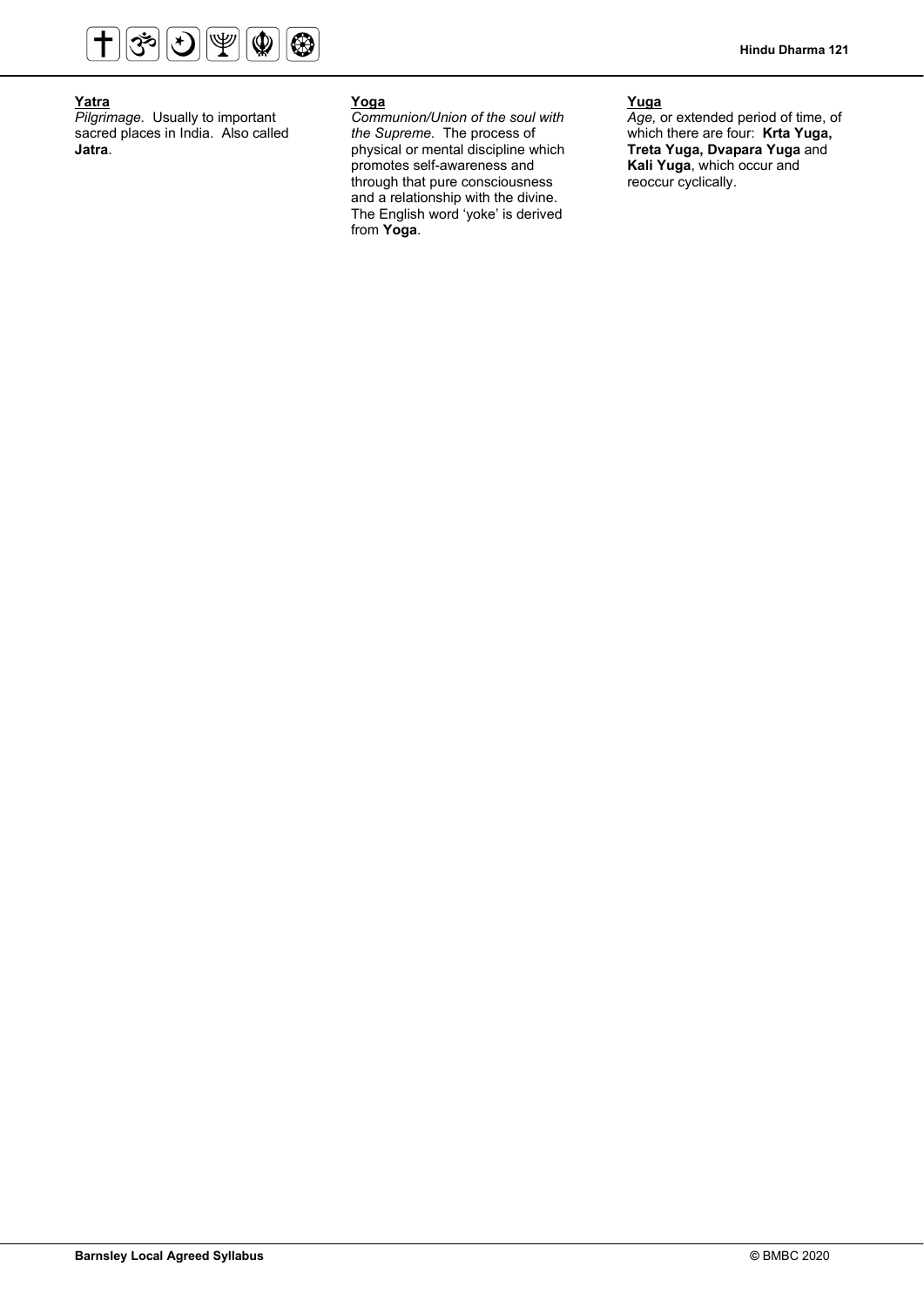**Yatra**

*Pilgrimage.* Usually to important sacred places in India. Also called **Jatra**.

**Yoga**

*Communion/Union of the soul with the Supreme.* The process of physical or mental discipline which promotes self-awareness and through that pure consciousness and a relationship with the divine. The English word 'yoke' is derived from **Yoga**.

**Yuga**

*Age,* or extended period of time, of which there are four: **Krta Yuga, Treta Yuga, Dvapara Yuga** and **Kali Yuga**, which occur and reoccur cyclically.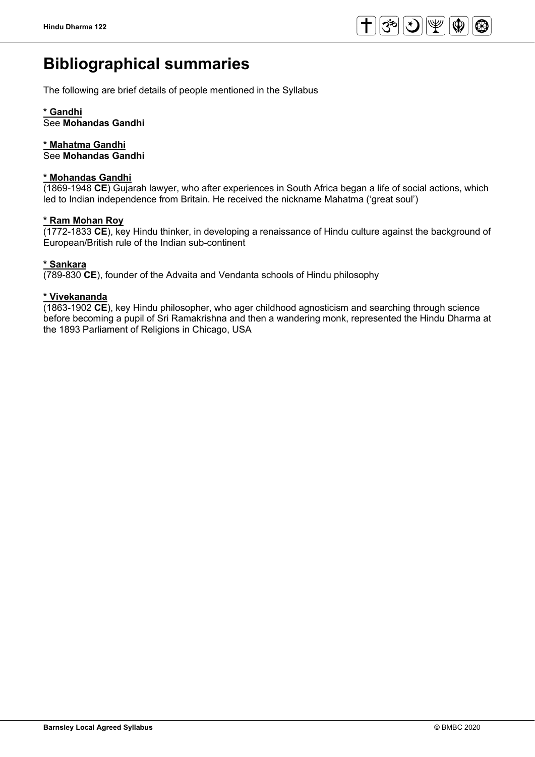# Bibliographical summaries

The following are brief details of people mentioned in the Syllabus

**<u>* Gandhi</u>**
See **Mohandas Gandhi**

**<u>* Mahatma Gandhi</u>**
See **Mohandas Gandhi**

**<u>* Mohandas Gandhi</u>**
(1869-1948 **CE**) Gujarah lawyer, who after experiences in South Africa began a life of social actions, which led to Indian independence from Britain. He received the nickname Mahatma ('great soul')

**<u>* Ram Mohan Roy</u>**
(1772-1833 **CE**), key Hindu thinker, in developing a renaissance of Hindu culture against the background of European/British rule of the Indian sub-continent

**<u>* Sankara</u>**
(789-830 **CE**), founder of the Advaita and Vendanta schools of Hindu philosophy

**<u>* Vivekananda</u>**
(1863-1902 **CE**), key Hindu philosopher, who ager childhood agnosticism and searching through science before becoming a pupil of Sri Ramakrishna and then a wandering monk, represented the Hindu Dharma at the 1893 Parliament of Religions in Chicago, USA